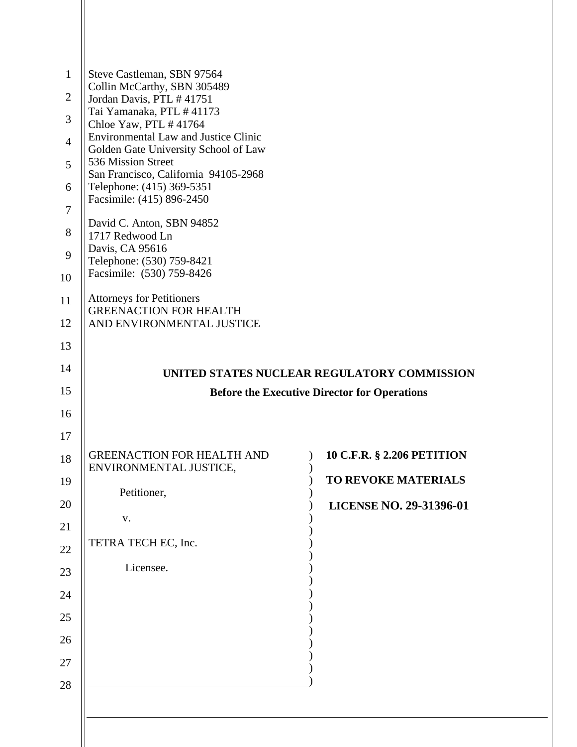Steve Castleman, SBN 97564
Collin McCarthy, SBN 305489
Jordan Davis, PTL # 41751
Tai Yamanaka, PTL # 41173
Chloe Yaw, PTL # 41764
Environmental Law and Justice Clinic
Golden Gate University School of Law
536 Mission Street
San Francisco, California 94105-2968
Telephone: (415) 369-5351
Facsimile: (415) 896-2450

David C. Anton, SBN 94852
1717 Redwood Ln
Davis, CA 95616
Telephone: (530) 759-8421
Facsimile: (530) 759-8426

Attorneys for Petitioners
GREENACTION FOR HEALTH
AND ENVIRONMENTAL JUSTICE

**UNITED STATES NUCLEAR REGULATORY COMMISSION**

**Before the Executive Director for Operations**

| | |
|---|---|
| GREENACTION FOR HEALTH AND ENVIRONMENTAL JUSTICE,<br><br>Petitioner,<br><br>v.<br><br>TETRA TECH EC, Inc.<br><br>Licensee. | **10 C.F.R. § 2.206 PETITION**<br><br>**TO REVOKE MATERIALS**<br><br>**LICENSE NO. 29-31396-01** |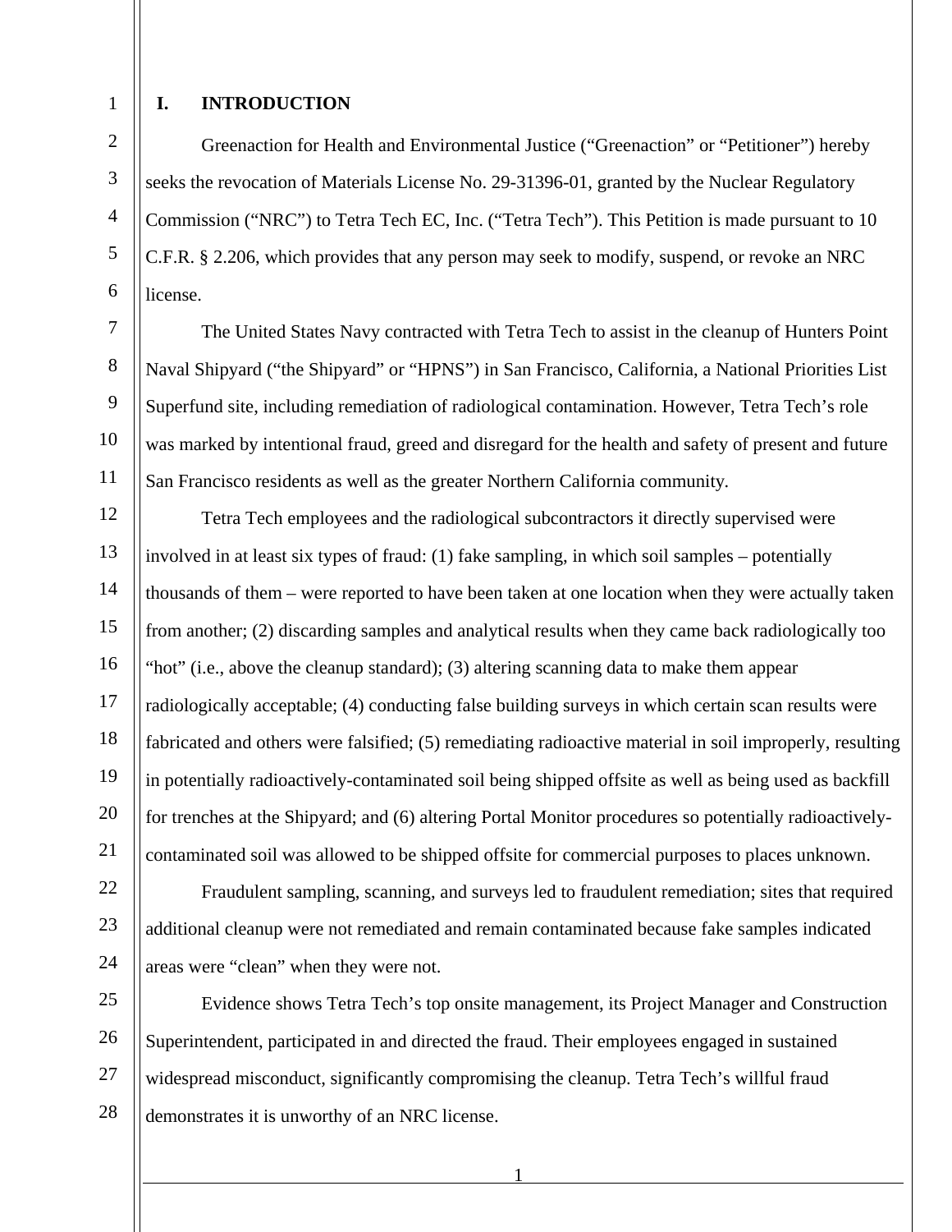## I. INTRODUCTION

Greenaction for Health and Environmental Justice ("Greenaction" or "Petitioner") hereby seeks the revocation of Materials License No. 29-31396-01, granted by the Nuclear Regulatory Commission ("NRC") to Tetra Tech EC, Inc. ("Tetra Tech"). This Petition is made pursuant to 10 C.F.R. § 2.206, which provides that any person may seek to modify, suspend, or revoke an NRC license.

The United States Navy contracted with Tetra Tech to assist in the cleanup of Hunters Point Naval Shipyard ("the Shipyard" or "HPNS") in San Francisco, California, a National Priorities List Superfund site, including remediation of radiological contamination. However, Tetra Tech's role was marked by intentional fraud, greed and disregard for the health and safety of present and future San Francisco residents as well as the greater Northern California community.

Tetra Tech employees and the radiological subcontractors it directly supervised were involved in at least six types of fraud: (1) fake sampling, in which soil samples – potentially thousands of them – were reported to have been taken at one location when they were actually taken from another; (2) discarding samples and analytical results when they came back radiologically too "hot" (i.e., above the cleanup standard); (3) altering scanning data to make them appear radiologically acceptable; (4) conducting false building surveys in which certain scan results were fabricated and others were falsified; (5) remediating radioactive material in soil improperly, resulting in potentially radioactively-contaminated soil being shipped offsite as well as being used as backfill for trenches at the Shipyard; and (6) altering Portal Monitor procedures so potentially radioactively-contaminated soil was allowed to be shipped offsite for commercial purposes to places unknown.

Fraudulent sampling, scanning, and surveys led to fraudulent remediation; sites that required additional cleanup were not remediated and remain contaminated because fake samples indicated areas were "clean" when they were not.

Evidence shows Tetra Tech's top onsite management, its Project Manager and Construction Superintendent, participated in and directed the fraud. Their employees engaged in sustained widespread misconduct, significantly compromising the cleanup. Tetra Tech's willful fraud demonstrates it is unworthy of an NRC license.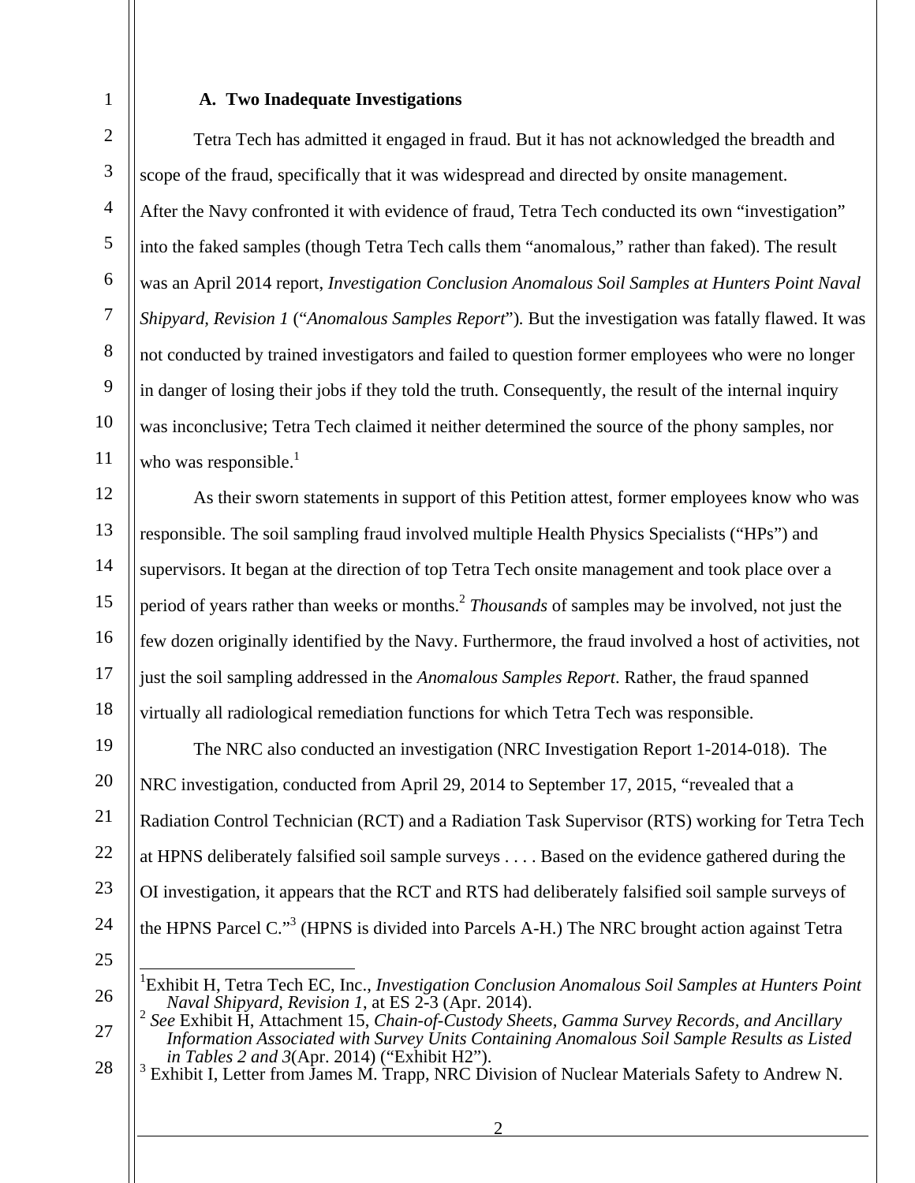### A. Two Inadequate Investigations

Tetra Tech has admitted it engaged in fraud. But it has not acknowledged the breadth and scope of the fraud, specifically that it was widespread and directed by onsite management. After the Navy confronted it with evidence of fraud, Tetra Tech conducted its own "investigation" into the faked samples (though Tetra Tech calls them "anomalous," rather than faked). The result was an April 2014 report, *Investigation Conclusion Anomalous Soil Samples at Hunters Point Naval Shipyard, Revision 1* ("*Anomalous Samples Report*"). But the investigation was fatally flawed. It was not conducted by trained investigators and failed to question former employees who were no longer in danger of losing their jobs if they told the truth. Consequently, the result of the internal inquiry was inconclusive; Tetra Tech claimed it neither determined the source of the phony samples, nor who was responsible.[1]

As their sworn statements in support of this Petition attest, former employees know who was responsible. The soil sampling fraud involved multiple Health Physics Specialists ("HPs") and supervisors. It began at the direction of top Tetra Tech onsite management and took place over a period of years rather than weeks or months.[2] *Thousands* of samples may be involved, not just the few dozen originally identified by the Navy. Furthermore, the fraud involved a host of activities, not just the soil sampling addressed in the *Anomalous Samples Report*. Rather, the fraud spanned virtually all radiological remediation functions for which Tetra Tech was responsible.

The NRC also conducted an investigation (NRC Investigation Report 1-2014-018). The NRC investigation, conducted from April 29, 2014 to September 17, 2015, "revealed that a Radiation Control Technician (RCT) and a Radiation Task Supervisor (RTS) working for Tetra Tech at HPNS deliberately falsified soil sample surveys . . . . Based on the evidence gathered during the OI investigation, it appears that the RCT and RTS had deliberately falsified soil sample surveys of the HPNS Parcel C."[3] (HPNS is divided into Parcels A-H.) The NRC brought action against Tetra

---

[1] Exhibit H, Tetra Tech EC, Inc., *Investigation Conclusion Anomalous Soil Samples at Hunters Point Naval Shipyard, Revision 1*, at ES 2-3 (Apr. 2014).

[2] *See* Exhibit H, Attachment 15, *Chain-of-Custody Sheets, Gamma Survey Records, and Ancillary Information Associated with Survey Units Containing Anomalous Soil Sample Results as Listed in Tables 2 and 3*(Apr. 2014) ("Exhibit H2").

[3] Exhibit I, Letter from James M. Trapp, NRC Division of Nuclear Materials Safety to Andrew N.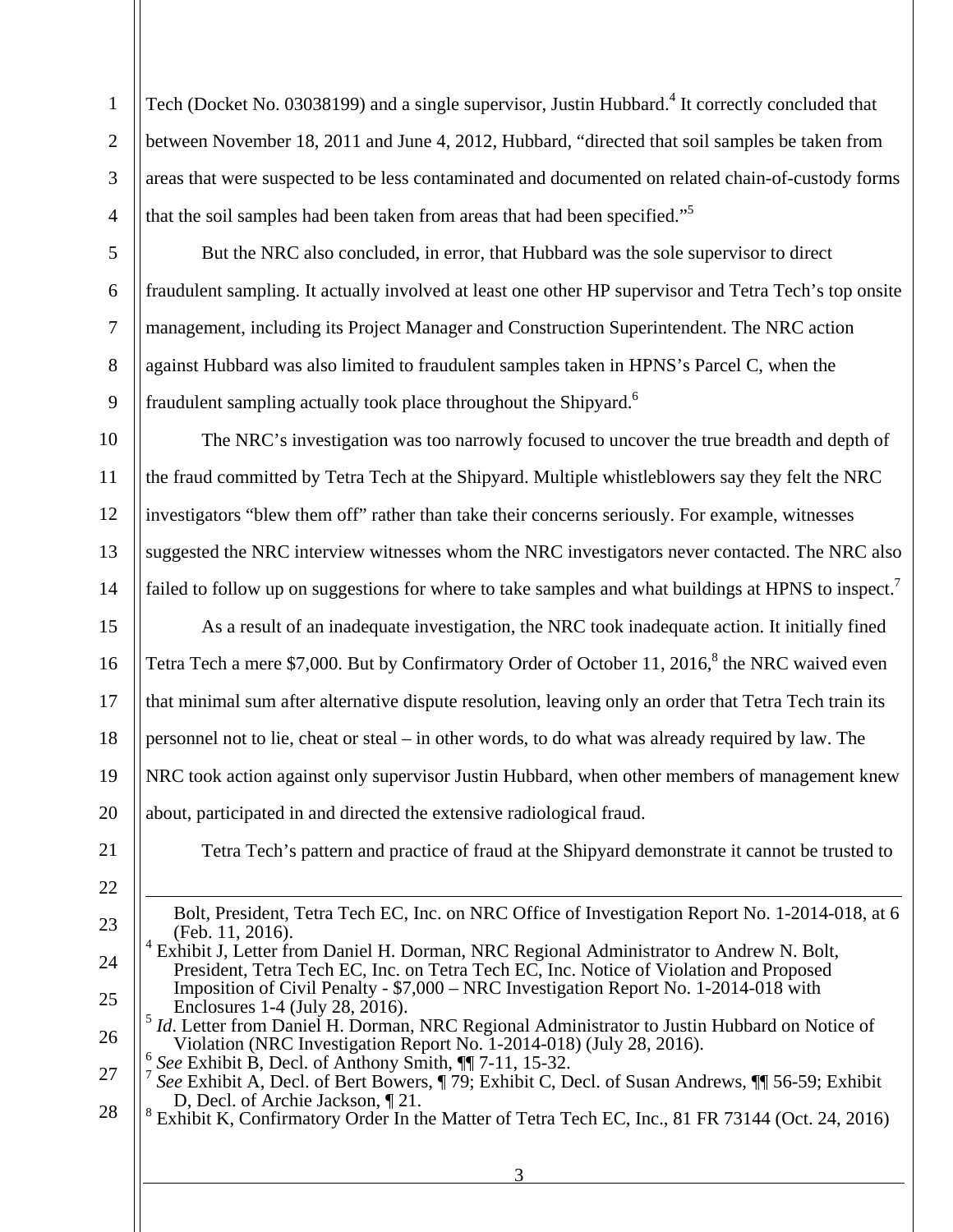Tech (Docket No. 03038199) and a single supervisor, Justin Hubbard.[4] It correctly concluded that between November 18, 2011 and June 4, 2012, Hubbard, "directed that soil samples be taken from areas that were suspected to be less contaminated and documented on related chain-of-custody forms that the soil samples had been taken from areas that had been specified."[5]

But the NRC also concluded, in error, that Hubbard was the sole supervisor to direct fraudulent sampling. It actually involved at least one other HP supervisor and Tetra Tech's top onsite management, including its Project Manager and Construction Superintendent. The NRC action against Hubbard was also limited to fraudulent samples taken in HPNS's Parcel C, when the fraudulent sampling actually took place throughout the Shipyard.[6]

The NRC's investigation was too narrowly focused to uncover the true breadth and depth of the fraud committed by Tetra Tech at the Shipyard. Multiple whistleblowers say they felt the NRC investigators "blew them off" rather than take their concerns seriously. For example, witnesses suggested the NRC interview witnesses whom the NRC investigators never contacted. The NRC also failed to follow up on suggestions for where to take samples and what buildings at HPNS to inspect.[7]

As a result of an inadequate investigation, the NRC took inadequate action. It initially fined Tetra Tech a mere $7,000. But by Confirmatory Order of October 11, 2016,[8] the NRC waived even that minimal sum after alternative dispute resolution, leaving only an order that Tetra Tech train its personnel not to lie, cheat or steal – in other words, to do what was already required by law. The NRC took action against only supervisor Justin Hubbard, when other members of management knew about, participated in and directed the extensive radiological fraud.

Tetra Tech's pattern and practice of fraud at the Shipyard demonstrate it cannot be trusted to

---

Bolt, President, Tetra Tech EC, Inc. on NRC Office of Investigation Report No. 1-2014-018, at 6 (Feb. 11, 2016).

[4] Exhibit J, Letter from Daniel H. Dorman, NRC Regional Administrator to Andrew N. Bolt, President, Tetra Tech EC, Inc. on Tetra Tech EC, Inc. Notice of Violation and Proposed Imposition of Civil Penalty - $7,000 – NRC Investigation Report No. 1-2014-018 with Enclosures 1-4 (July 28, 2016).

[5] *Id*. Letter from Daniel H. Dorman, NRC Regional Administrator to Justin Hubbard on Notice of Violation (NRC Investigation Report No. 1-2014-018) (July 28, 2016).

[6] *See* Exhibit B, Decl. of Anthony Smith, ¶¶ 7-11, 15-32.

[7] *See* Exhibit A, Decl. of Bert Bowers, ¶ 79; Exhibit C, Decl. of Susan Andrews, ¶¶ 56-59; Exhibit D, Decl. of Archie Jackson, ¶ 21.

[8] Exhibit K, Confirmatory Order In the Matter of Tetra Tech EC, Inc., 81 FR 73144 (Oct. 24, 2016)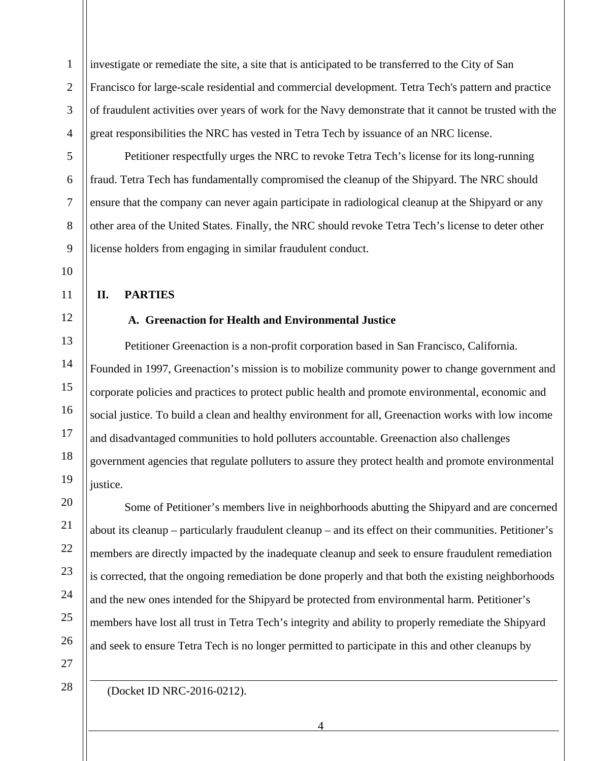investigate or remediate the site, a site that is anticipated to be transferred to the City of San Francisco for large-scale residential and commercial development. Tetra Tech's pattern and practice of fraudulent activities over years of work for the Navy demonstrate that it cannot be trusted with the great responsibilities the NRC has vested in Tetra Tech by issuance of an NRC license.

Petitioner respectfully urges the NRC to revoke Tetra Tech's license for its long-running fraud. Tetra Tech has fundamentally compromised the cleanup of the Shipyard. The NRC should ensure that the company can never again participate in radiological cleanup at the Shipyard or any other area of the United States. Finally, the NRC should revoke Tetra Tech's license to deter other license holders from engaging in similar fraudulent conduct.

## II. PARTIES

### A. Greenaction for Health and Environmental Justice

Petitioner Greenaction is a non-profit corporation based in San Francisco, California. Founded in 1997, Greenaction's mission is to mobilize community power to change government and corporate policies and practices to protect public health and promote environmental, economic and social justice. To build a clean and healthy environment for all, Greenaction works with low income and disadvantaged communities to hold polluters accountable. Greenaction also challenges government agencies that regulate polluters to assure they protect health and promote environmental justice.

Some of Petitioner's members live in neighborhoods abutting the Shipyard and are concerned about its cleanup – particularly fraudulent cleanup – and its effect on their communities. Petitioner's members are directly impacted by the inadequate cleanup and seek to ensure fraudulent remediation is corrected, that the ongoing remediation be done properly and that both the existing neighborhoods and the new ones intended for the Shipyard be protected from environmental harm. Petitioner's members have lost all trust in Tetra Tech's integrity and ability to properly remediate the Shipyard and seek to ensure Tetra Tech is no longer permitted to participate in this and other cleanups by

(Docket ID NRC-2016-0212).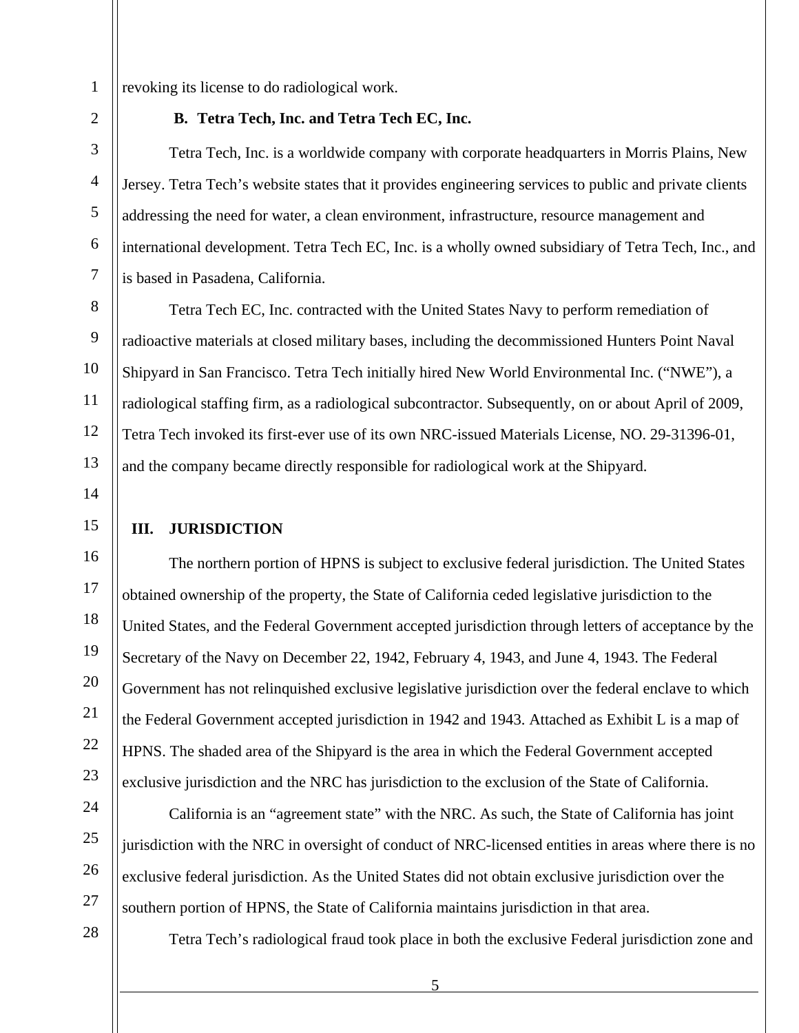revoking its license to do radiological work.

### B. Tetra Tech, Inc. and Tetra Tech EC, Inc.

Tetra Tech, Inc. is a worldwide company with corporate headquarters in Morris Plains, New Jersey. Tetra Tech's website states that it provides engineering services to public and private clients addressing the need for water, a clean environment, infrastructure, resource management and international development. Tetra Tech EC, Inc. is a wholly owned subsidiary of Tetra Tech, Inc., and is based in Pasadena, California.

Tetra Tech EC, Inc. contracted with the United States Navy to perform remediation of radioactive materials at closed military bases, including the decommissioned Hunters Point Naval Shipyard in San Francisco. Tetra Tech initially hired New World Environmental Inc. ("NWE"), a radiological staffing firm, as a radiological subcontractor. Subsequently, on or about April of 2009, Tetra Tech invoked its first-ever use of its own NRC-issued Materials License, NO. 29-31396-01, and the company became directly responsible for radiological work at the Shipyard.

## III. JURISDICTION

The northern portion of HPNS is subject to exclusive federal jurisdiction. The United States obtained ownership of the property, the State of California ceded legislative jurisdiction to the United States, and the Federal Government accepted jurisdiction through letters of acceptance by the Secretary of the Navy on December 22, 1942, February 4, 1943, and June 4, 1943. The Federal Government has not relinquished exclusive legislative jurisdiction over the federal enclave to which the Federal Government accepted jurisdiction in 1942 and 1943. Attached as Exhibit L is a map of HPNS. The shaded area of the Shipyard is the area in which the Federal Government accepted exclusive jurisdiction and the NRC has jurisdiction to the exclusion of the State of California.

California is an "agreement state" with the NRC. As such, the State of California has joint jurisdiction with the NRC in oversight of conduct of NRC-licensed entities in areas where there is no exclusive federal jurisdiction. As the United States did not obtain exclusive jurisdiction over the southern portion of HPNS, the State of California maintains jurisdiction in that area.

Tetra Tech's radiological fraud took place in both the exclusive Federal jurisdiction zone and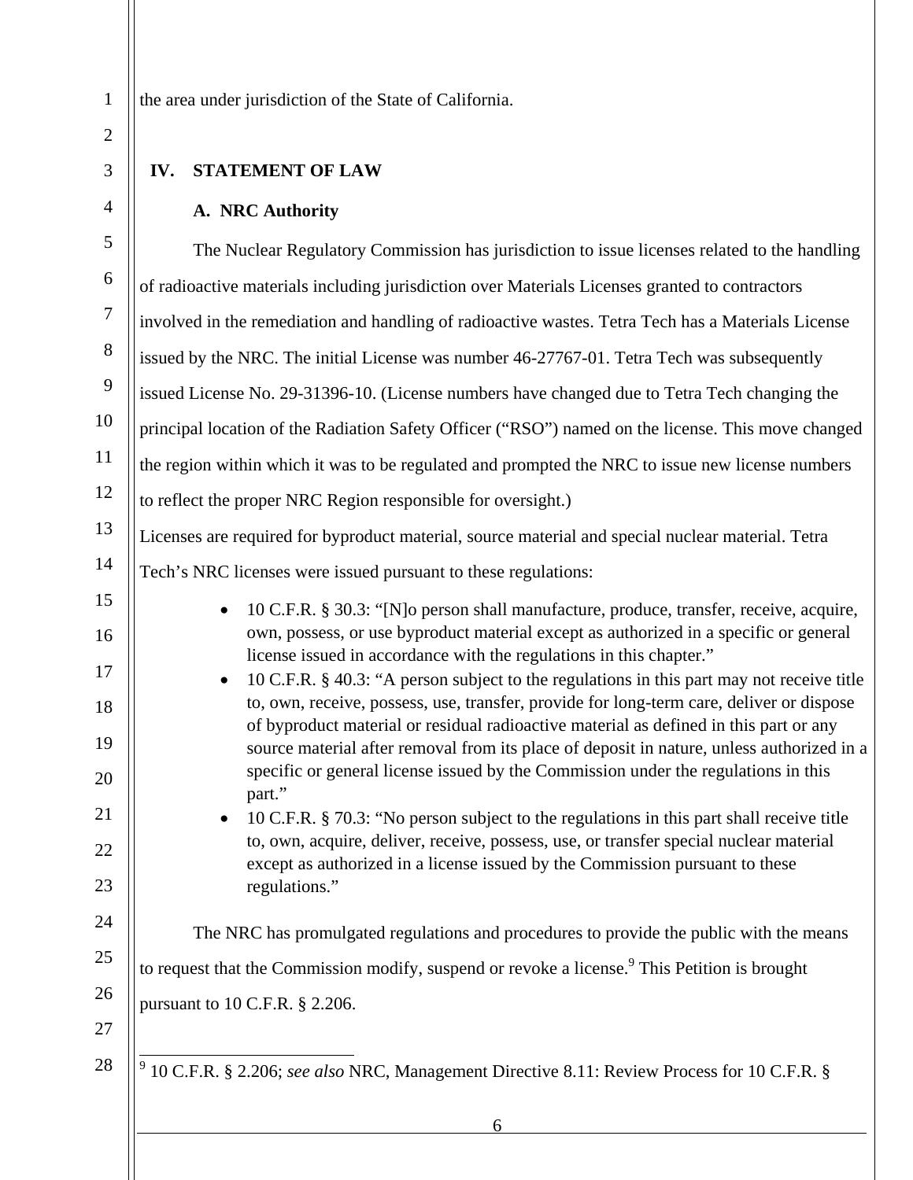the area under jurisdiction of the State of California.

## IV. STATEMENT OF LAW

### A. NRC Authority

The Nuclear Regulatory Commission has jurisdiction to issue licenses related to the handling of radioactive materials including jurisdiction over Materials Licenses granted to contractors involved in the remediation and handling of radioactive wastes. Tetra Tech has a Materials License issued by the NRC. The initial License was number 46-27767-01. Tetra Tech was subsequently issued License No. 29-31396-10. (License numbers have changed due to Tetra Tech changing the principal location of the Radiation Safety Officer ("RSO") named on the license. This move changed the region within which it was to be regulated and prompted the NRC to issue new license numbers to reflect the proper NRC Region responsible for oversight.)

Licenses are required for byproduct material, source material and special nuclear material. Tetra Tech's NRC licenses were issued pursuant to these regulations:

- 10 C.F.R. § 30.3: "[N]o person shall manufacture, produce, transfer, receive, acquire, own, possess, or use byproduct material except as authorized in a specific or general license issued in accordance with the regulations in this chapter."
- 10 C.F.R. § 40.3: "A person subject to the regulations in this part may not receive title to, own, receive, possess, use, transfer, provide for long-term care, deliver or dispose of byproduct material or residual radioactive material as defined in this part or any source material after removal from its place of deposit in nature, unless authorized in a specific or general license issued by the Commission under the regulations in this part."
- 10 C.F.R. § 70.3: "No person subject to the regulations in this part shall receive title to, own, acquire, deliver, receive, possess, use, or transfer special nuclear material except as authorized in a license issued by the Commission pursuant to these regulations."

The NRC has promulgated regulations and procedures to provide the public with the means to request that the Commission modify, suspend or revoke a license.[9] This Petition is brought pursuant to 10 C.F.R. § 2.206.

---

[9] 10 C.F.R. § 2.206; *see also* NRC, Management Directive 8.11: Review Process for 10 C.F.R. §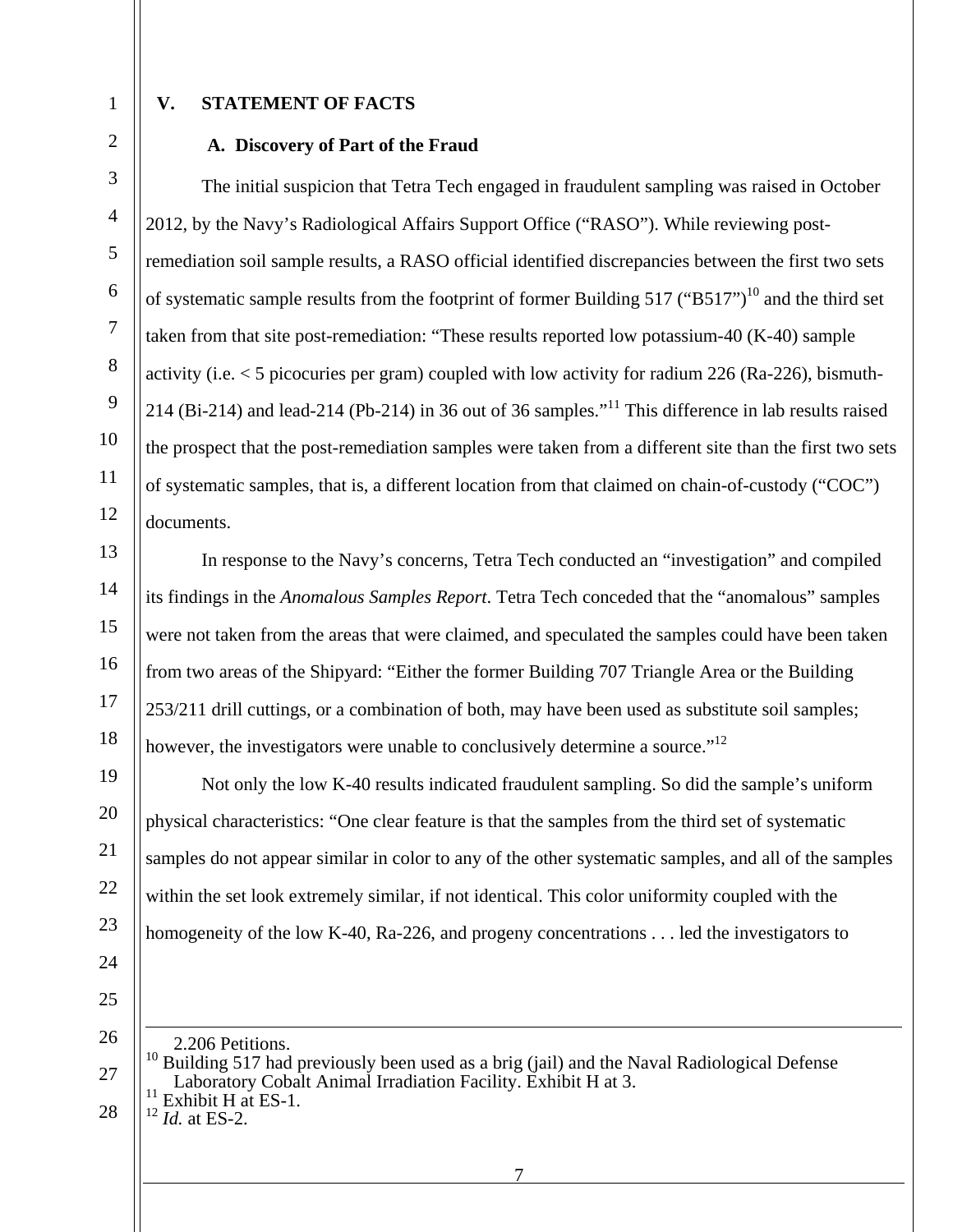## V. STATEMENT OF FACTS

### A. Discovery of Part of the Fraud

The initial suspicion that Tetra Tech engaged in fraudulent sampling was raised in October 2012, by the Navy's Radiological Affairs Support Office ("RASO"). While reviewing post-remediation soil sample results, a RASO official identified discrepancies between the first two sets of systematic sample results from the footprint of former Building 517 ("B517")[10] and the third set taken from that site post-remediation: "These results reported low potassium-40 (K-40) sample activity (i.e. < 5 picocuries per gram) coupled with low activity for radium 226 (Ra-226), bismuth-214 (Bi-214) and lead-214 (Pb-214) in 36 out of 36 samples."[11] This difference in lab results raised the prospect that the post-remediation samples were taken from a different site than the first two sets of systematic samples, that is, a different location from that claimed on chain-of-custody ("COC") documents.

In response to the Navy's concerns, Tetra Tech conducted an "investigation" and compiled its findings in the *Anomalous Samples Report*. Tetra Tech conceded that the "anomalous" samples were not taken from the areas that were claimed, and speculated the samples could have been taken from two areas of the Shipyard: "Either the former Building 707 Triangle Area or the Building 253/211 drill cuttings, or a combination of both, may have been used as substitute soil samples; however, the investigators were unable to conclusively determine a source."[12]

Not only the low K-40 results indicated fraudulent sampling. So did the sample's uniform physical characteristics: "One clear feature is that the samples from the third set of systematic samples do not appear similar in color to any of the other systematic samples, and all of the samples within the set look extremely similar, if not identical. This color uniformity coupled with the homogeneity of the low K-40, Ra-226, and progeny concentrations . . . led the investigators to

---

2.206 Petitions.

[10] Building 517 had previously been used as a brig (jail) and the Naval Radiological Defense Laboratory Cobalt Animal Irradiation Facility. Exhibit H at 3.

[11] Exhibit H at ES-1.

[12] *Id.* at ES-2.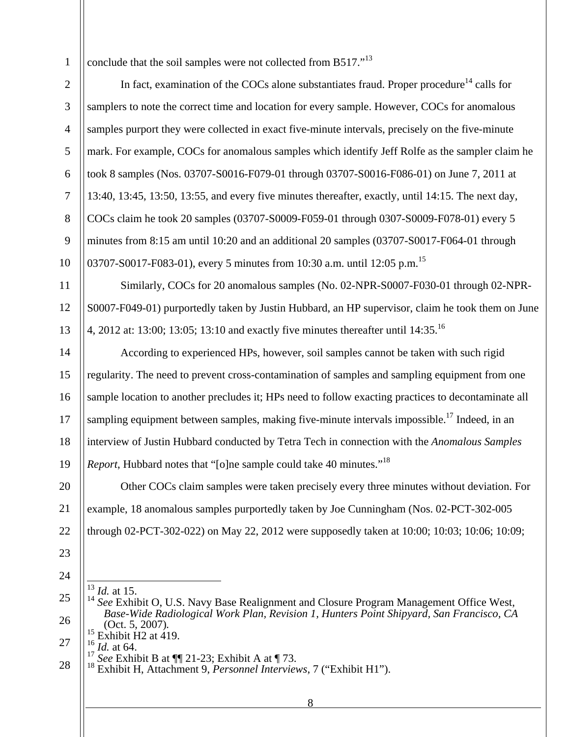conclude that the soil samples were not collected from B517."[13]

In fact, examination of the COCs alone substantiates fraud. Proper procedure[14] calls for samplers to note the correct time and location for every sample. However, COCs for anomalous samples purport they were collected in exact five-minute intervals, precisely on the five-minute mark. For example, COCs for anomalous samples which identify Jeff Rolfe as the sampler claim he took 8 samples (Nos. 03707-S0016-F079-01 through 03707-S0016-F086-01) on June 7, 2011 at 13:40, 13:45, 13:50, 13:55, and every five minutes thereafter, exactly, until 14:15. The next day, COCs claim he took 20 samples (03707-S0009-F059-01 through 0307-S0009-F078-01) every 5 minutes from 8:15 am until 10:20 and an additional 20 samples (03707-S0017-F064-01 through 03707-S0017-F083-01), every 5 minutes from 10:30 a.m. until 12:05 p.m.[15]

Similarly, COCs for 20 anomalous samples (No. 02-NPR-S0007-F030-01 through 02-NPR-S0007-F049-01) purportedly taken by Justin Hubbard, an HP supervisor, claim he took them on June 4, 2012 at: 13:00; 13:05; 13:10 and exactly five minutes thereafter until 14:35.[16]

According to experienced HPs, however, soil samples cannot be taken with such rigid regularity. The need to prevent cross-contamination of samples and sampling equipment from one sample location to another precludes it; HPs need to follow exacting practices to decontaminate all sampling equipment between samples, making five-minute intervals impossible.[17] Indeed, in an interview of Justin Hubbard conducted by Tetra Tech in connection with the *Anomalous Samples Report*, Hubbard notes that "[o]ne sample could take 40 minutes."[18]

Other COCs claim samples were taken precisely every three minutes without deviation. For example, 18 anomalous samples purportedly taken by Joe Cunningham (Nos. 02-PCT-302-005 through 02-PCT-302-022) on May 22, 2012 were supposedly taken at 10:00; 10:03; 10:06; 10:09;

---

[13] *Id.* at 15.

[14] *See* Exhibit O, U.S. Navy Base Realignment and Closure Program Management Office West, *Base-Wide Radiological Work Plan, Revision 1, Hunters Point Shipyard, San Francisco, CA* (Oct. 5, 2007).

[15] Exhibit H2 at 419.

[16] *Id.* at 64.

[17] *See* Exhibit B at ¶¶ 21-23; Exhibit A at ¶ 73.

[18] Exhibit H, Attachment 9, *Personnel Interviews*, 7 ("Exhibit H1").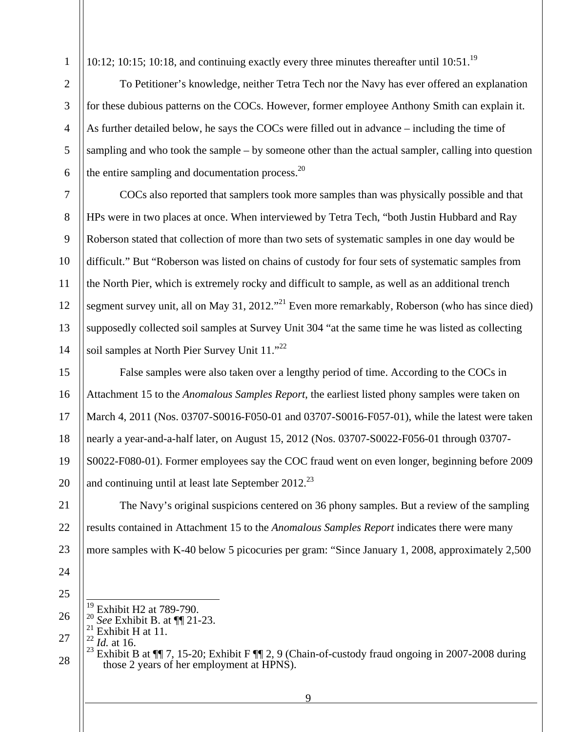10:12; 10:15; 10:18, and continuing exactly every three minutes thereafter until 10:51.[19]

To Petitioner's knowledge, neither Tetra Tech nor the Navy has ever offered an explanation for these dubious patterns on the COCs. However, former employee Anthony Smith can explain it. As further detailed below, he says the COCs were filled out in advance – including the time of sampling and who took the sample – by someone other than the actual sampler, calling into question the entire sampling and documentation process.[20]

COCs also reported that samplers took more samples than was physically possible and that HPs were in two places at once. When interviewed by Tetra Tech, "both Justin Hubbard and Ray Roberson stated that collection of more than two sets of systematic samples in one day would be difficult." But "Roberson was listed on chains of custody for four sets of systematic samples from the North Pier, which is extremely rocky and difficult to sample, as well as an additional trench segment survey unit, all on May 31, 2012."[21] Even more remarkably, Roberson (who has since died) supposedly collected soil samples at Survey Unit 304 "at the same time he was listed as collecting soil samples at North Pier Survey Unit 11."[22]

False samples were also taken over a lengthy period of time. According to the COCs in Attachment 15 to the *Anomalous Samples Report*, the earliest listed phony samples were taken on March 4, 2011 (Nos. 03707-S0016-F050-01 and 03707-S0016-F057-01), while the latest were taken nearly a year-and-a-half later, on August 15, 2012 (Nos. 03707-S0022-F056-01 through 03707-S0022-F080-01). Former employees say the COC fraud went on even longer, beginning before 2009 and continuing until at least late September 2012.[23]

The Navy's original suspicions centered on 36 phony samples. But a review of the sampling results contained in Attachment 15 to the *Anomalous Samples Report* indicates there were many more samples with K-40 below 5 picocuries per gram: "Since January 1, 2008, approximately 2,500

---

[19] Exhibit H2 at 789-790.

[20] *See* Exhibit B. at ¶¶ 21-23.

[21] Exhibit H at 11.

[22] *Id.* at 16.

[23] Exhibit B at ¶¶ 7, 15-20; Exhibit F ¶¶ 2, 9 (Chain-of-custody fraud ongoing in 2007-2008 during those 2 years of her employment at HPNS).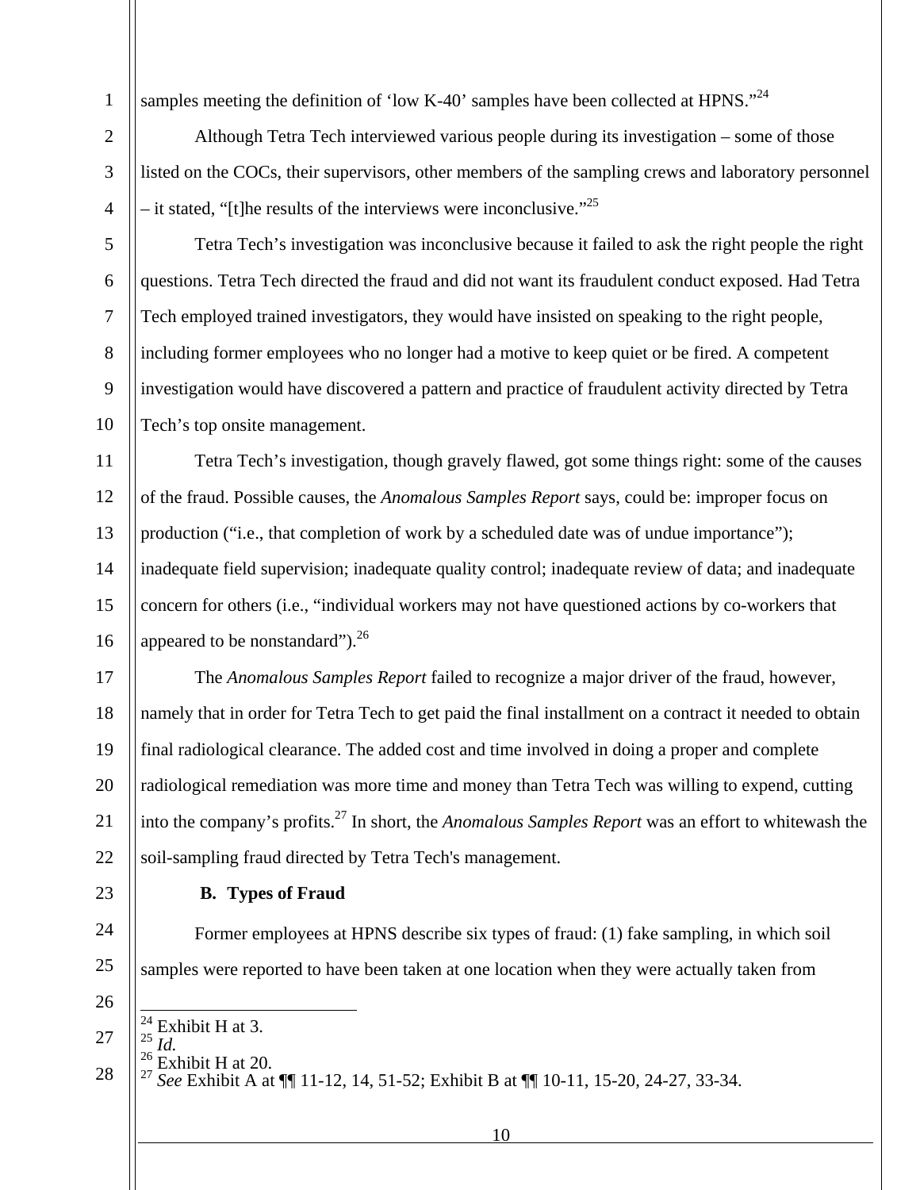samples meeting the definition of ‘low K-40’ samples have been collected at HPNS.”[24]

Although Tetra Tech interviewed various people during its investigation – some of those listed on the COCs, their supervisors, other members of the sampling crews and laboratory personnel – it stated, “[t]he results of the interviews were inconclusive.”[25]

Tetra Tech’s investigation was inconclusive because it failed to ask the right people the right questions. Tetra Tech directed the fraud and did not want its fraudulent conduct exposed. Had Tetra Tech employed trained investigators, they would have insisted on speaking to the right people, including former employees who no longer had a motive to keep quiet or be fired. A competent investigation would have discovered a pattern and practice of fraudulent activity directed by Tetra Tech’s top onsite management.

Tetra Tech’s investigation, though gravely flawed, got some things right: some of the causes of the fraud. Possible causes, the *Anomalous Samples Report* says, could be: improper focus on production (“i.e., that completion of work by a scheduled date was of undue importance”); inadequate field supervision; inadequate quality control; inadequate review of data; and inadequate concern for others (i.e., “individual workers may not have questioned actions by co-workers that appeared to be nonstandard”).[26]

The *Anomalous Samples Report* failed to recognize a major driver of the fraud, however, namely that in order for Tetra Tech to get paid the final installment on a contract it needed to obtain final radiological clearance. The added cost and time involved in doing a proper and complete radiological remediation was more time and money than Tetra Tech was willing to expend, cutting into the company’s profits.[27] In short, the *Anomalous Samples Report* was an effort to whitewash the soil-sampling fraud directed by Tetra Tech's management.

**B. Types of Fraud**

Former employees at HPNS describe six types of fraud: (1) fake sampling, in which soil samples were reported to have been taken at one location when they were actually taken from

---

[24] Exhibit H at 3.
[25] *Id.*
[26] Exhibit H at 20.
[27] *See* Exhibit A at ¶¶ 11-12, 14, 51-52; Exhibit B at ¶¶ 10-11, 15-20, 24-27, 33-34.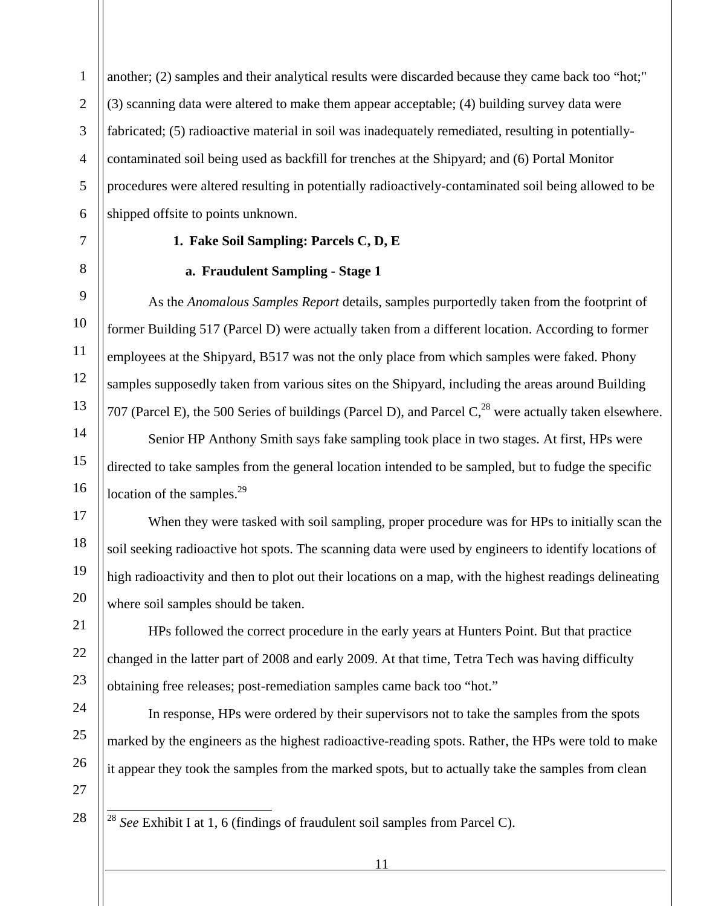another; (2) samples and their analytical results were discarded because they came back too "hot;" (3) scanning data were altered to make them appear acceptable; (4) building survey data were fabricated; (5) radioactive material in soil was inadequately remediated, resulting in potentially-contaminated soil being used as backfill for trenches at the Shipyard; and (6) Portal Monitor procedures were altered resulting in potentially radioactively-contaminated soil being allowed to be shipped offsite to points unknown.

### 1. Fake Soil Sampling: Parcels C, D, E

#### a. Fraudulent Sampling - Stage 1

As the *Anomalous Samples Report* details, samples purportedly taken from the footprint of former Building 517 (Parcel D) were actually taken from a different location. According to former employees at the Shipyard, B517 was not the only place from which samples were faked. Phony samples supposedly taken from various sites on the Shipyard, including the areas around Building 707 (Parcel E), the 500 Series of buildings (Parcel D), and Parcel C,[28] were actually taken elsewhere.

Senior HP Anthony Smith says fake sampling took place in two stages. At first, HPs were directed to take samples from the general location intended to be sampled, but to fudge the specific location of the samples.[29]

When they were tasked with soil sampling, proper procedure was for HPs to initially scan the soil seeking radioactive hot spots. The scanning data were used by engineers to identify locations of high radioactivity and then to plot out their locations on a map, with the highest readings delineating where soil samples should be taken.

HPs followed the correct procedure in the early years at Hunters Point. But that practice changed in the latter part of 2008 and early 2009. At that time, Tetra Tech was having difficulty obtaining free releases; post-remediation samples came back too "hot."

In response, HPs were ordered by their supervisors not to take the samples from the spots marked by the engineers as the highest radioactive-reading spots. Rather, the HPs were told to make it appear they took the samples from the marked spots, but to actually take the samples from clean

---

[28] *See* Exhibit I at 1, 6 (findings of fraudulent soil samples from Parcel C).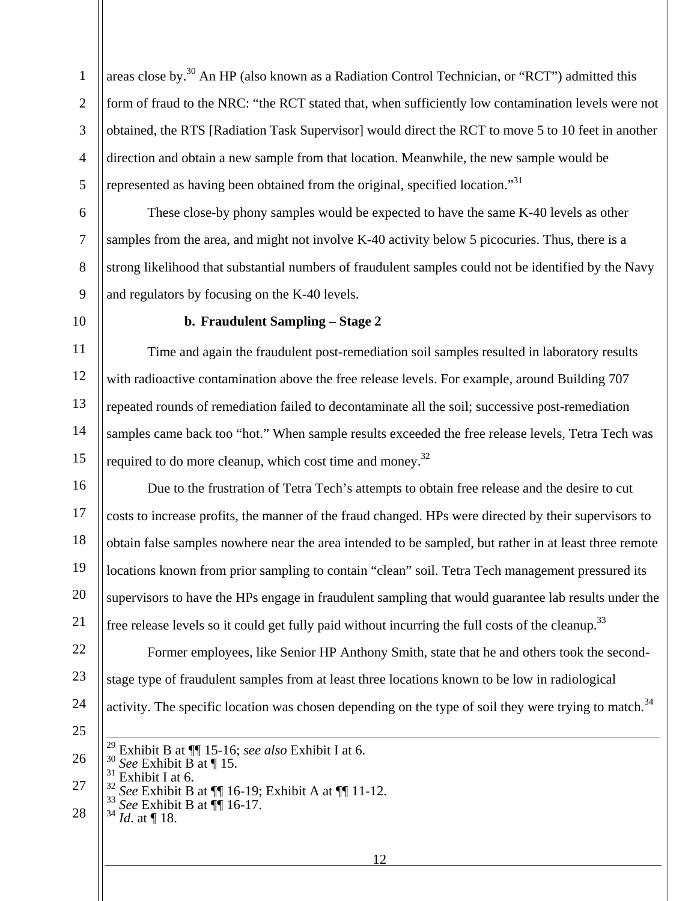areas close by.[30] An HP (also known as a Radiation Control Technician, or "RCT") admitted this form of fraud to the NRC: "the RCT stated that, when sufficiently low contamination levels were not obtained, the RTS [Radiation Task Supervisor] would direct the RCT to move 5 to 10 feet in another direction and obtain a new sample from that location. Meanwhile, the new sample would be represented as having been obtained from the original, specified location."[31]

These close-by phony samples would be expected to have the same K-40 levels as other samples from the area, and might not involve K-40 activity below 5 picocuries. Thus, there is a strong likelihood that substantial numbers of fraudulent samples could not be identified by the Navy and regulators by focusing on the K-40 levels.

**b. Fraudulent Sampling – Stage 2**

Time and again the fraudulent post-remediation soil samples resulted in laboratory results with radioactive contamination above the free release levels. For example, around Building 707 repeated rounds of remediation failed to decontaminate all the soil; successive post-remediation samples came back too "hot." When sample results exceeded the free release levels, Tetra Tech was required to do more cleanup, which cost time and money.[32]

Due to the frustration of Tetra Tech's attempts to obtain free release and the desire to cut costs to increase profits, the manner of the fraud changed. HPs were directed by their supervisors to obtain false samples nowhere near the area intended to be sampled, but rather in at least three remote locations known from prior sampling to contain "clean" soil. Tetra Tech management pressured its supervisors to have the HPs engage in fraudulent sampling that would guarantee lab results under the free release levels so it could get fully paid without incurring the full costs of the cleanup.[33]

Former employees, like Senior HP Anthony Smith, state that he and others took the second-stage type of fraudulent samples from at least three locations known to be low in radiological activity. The specific location was chosen depending on the type of soil they were trying to match.[34]

---

[29] Exhibit B at ¶¶ 15-16; *see also* Exhibit I at 6.
[30] *See* Exhibit B at ¶ 15.
[31] Exhibit I at 6.
[32] *See* Exhibit B at ¶¶ 16-19; Exhibit A at ¶¶ 11-12.
[33] *See* Exhibit B at ¶¶ 16-17.
[34] *Id*. at ¶ 18.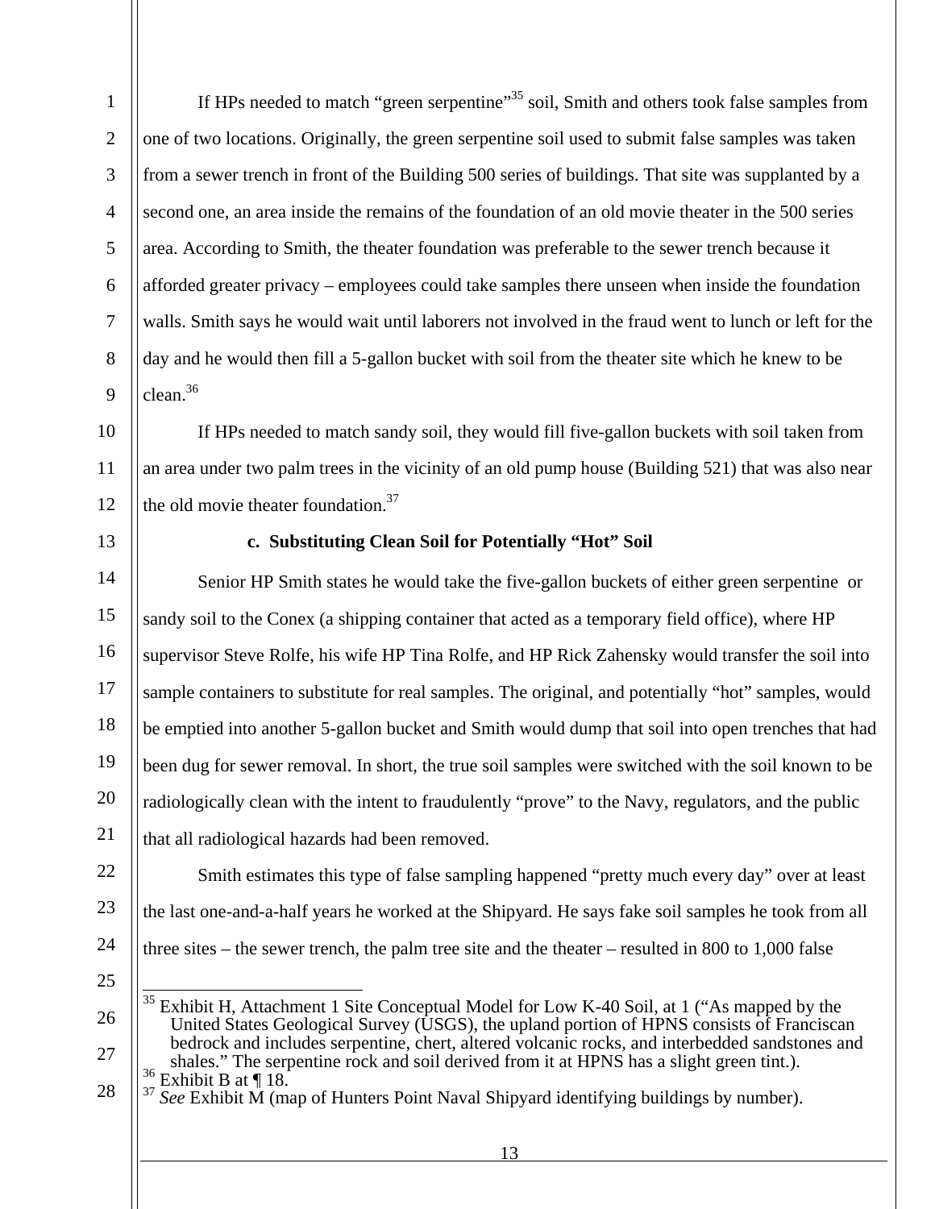If HPs needed to match "green serpentine"[35] soil, Smith and others took false samples from one of two locations. Originally, the green serpentine soil used to submit false samples was taken from a sewer trench in front of the Building 500 series of buildings. That site was supplanted by a second one, an area inside the remains of the foundation of an old movie theater in the 500 series area. According to Smith, the theater foundation was preferable to the sewer trench because it afforded greater privacy – employees could take samples there unseen when inside the foundation walls. Smith says he would wait until laborers not involved in the fraud went to lunch or left for the day and he would then fill a 5-gallon bucket with soil from the theater site which he knew to be clean.[36]

If HPs needed to match sandy soil, they would fill five-gallon buckets with soil taken from an area under two palm trees in the vicinity of an old pump house (Building 521) that was also near the old movie theater foundation.[37]

### c. Substituting Clean Soil for Potentially "Hot" Soil

Senior HP Smith states he would take the five-gallon buckets of either green serpentine or sandy soil to the Conex (a shipping container that acted as a temporary field office), where HP supervisor Steve Rolfe, his wife HP Tina Rolfe, and HP Rick Zahensky would transfer the soil into sample containers to substitute for real samples. The original, and potentially "hot" samples, would be emptied into another 5-gallon bucket and Smith would dump that soil into open trenches that had been dug for sewer removal. In short, the true soil samples were switched with the soil known to be radiologically clean with the intent to fraudulently "prove" to the Navy, regulators, and the public that all radiological hazards had been removed.

Smith estimates this type of false sampling happened "pretty much every day" over at least the last one-and-a-half years he worked at the Shipyard. He says fake soil samples he took from all three sites – the sewer trench, the palm tree site and the theater – resulted in 800 to 1,000 false

---

[35] Exhibit H, Attachment 1 Site Conceptual Model for Low K-40 Soil, at 1 ("As mapped by the United States Geological Survey (USGS), the upland portion of HPNS consists of Franciscan bedrock and includes serpentine, chert, altered volcanic rocks, and interbedded sandstones and shales." The serpentine rock and soil derived from it at HPNS has a slight green tint.).

[36] Exhibit B at ¶ 18.

[37] *See* Exhibit M (map of Hunters Point Naval Shipyard identifying buildings by number).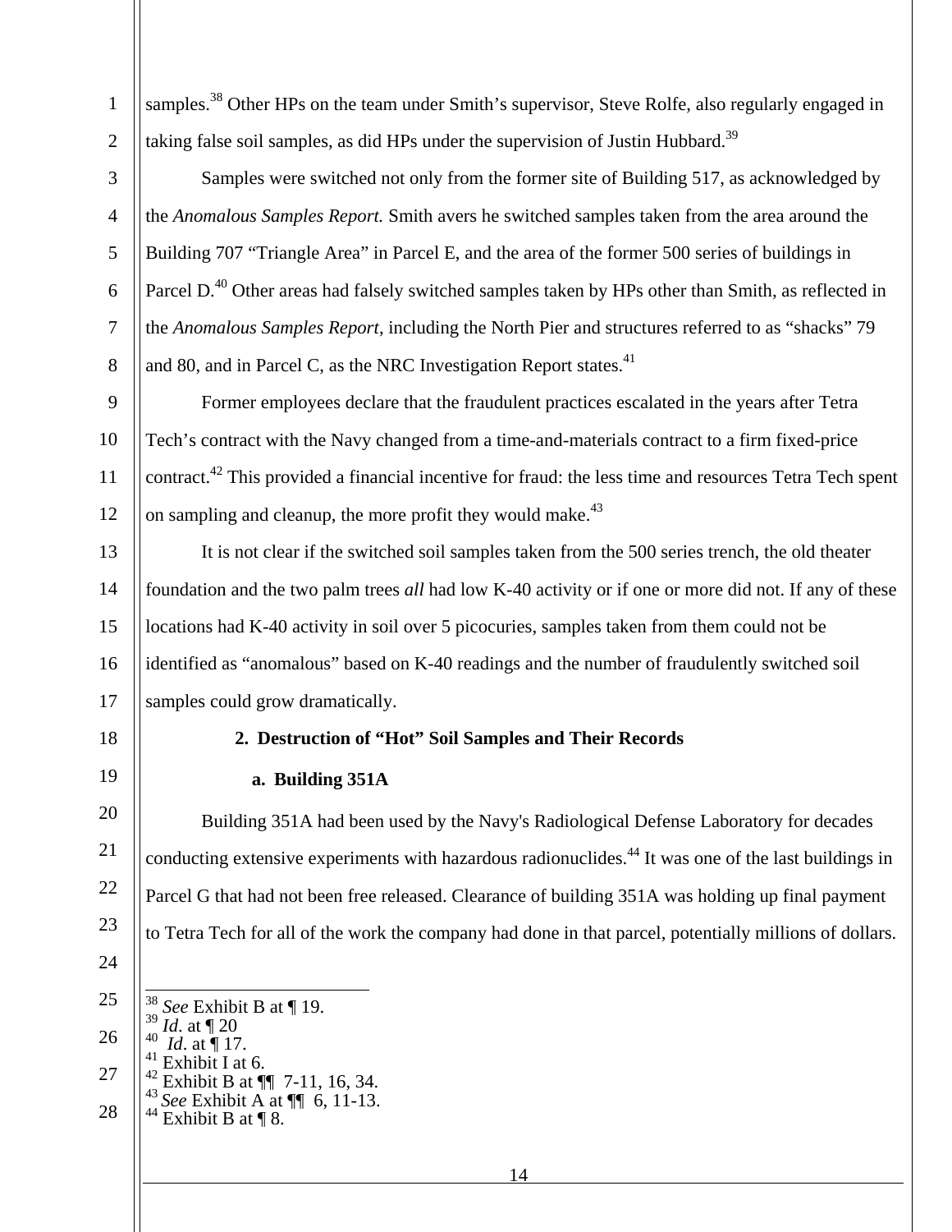samples.[38] Other HPs on the team under Smith's supervisor, Steve Rolfe, also regularly engaged in taking false soil samples, as did HPs under the supervision of Justin Hubbard.[39]

Samples were switched not only from the former site of Building 517, as acknowledged by the *Anomalous Samples Report.* Smith avers he switched samples taken from the area around the Building 707 "Triangle Area" in Parcel E, and the area of the former 500 series of buildings in Parcel D.[40] Other areas had falsely switched samples taken by HPs other than Smith, as reflected in the *Anomalous Samples Report*, including the North Pier and structures referred to as "shacks" 79 and 80, and in Parcel C, as the NRC Investigation Report states.[41]

Former employees declare that the fraudulent practices escalated in the years after Tetra Tech's contract with the Navy changed from a time-and-materials contract to a firm fixed-price contract.[42] This provided a financial incentive for fraud: the less time and resources Tetra Tech spent on sampling and cleanup, the more profit they would make.[43]

It is not clear if the switched soil samples taken from the 500 series trench, the old theater foundation and the two palm trees *all* had low K-40 activity or if one or more did not. If any of these locations had K-40 activity in soil over 5 picocuries, samples taken from them could not be identified as "anomalous" based on K-40 readings and the number of fraudulently switched soil samples could grow dramatically.

### 2. Destruction of "Hot" Soil Samples and Their Records

#### a. Building 351A

Building 351A had been used by the Navy's Radiological Defense Laboratory for decades conducting extensive experiments with hazardous radionuclides.[44] It was one of the last buildings in Parcel G that had not been free released. Clearance of building 351A was holding up final payment to Tetra Tech for all of the work the company had done in that parcel, potentially millions of dollars.

---

[38] *See* Exhibit B at ¶ 19.
[39] *Id*. at ¶ 20
[40] *Id*. at ¶ 17.
[41] Exhibit I at 6.
[42] Exhibit B at ¶¶ 7-11, 16, 34.
[43] *See* Exhibit A at ¶¶ 6, 11-13.
[44] Exhibit B at ¶ 8.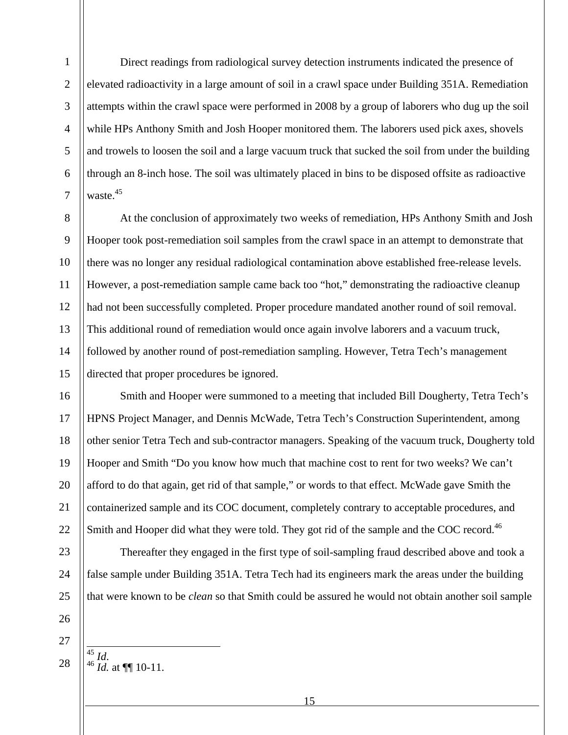Direct readings from radiological survey detection instruments indicated the presence of elevated radioactivity in a large amount of soil in a crawl space under Building 351A. Remediation attempts within the crawl space were performed in 2008 by a group of laborers who dug up the soil while HPs Anthony Smith and Josh Hooper monitored them. The laborers used pick axes, shovels and trowels to loosen the soil and a large vacuum truck that sucked the soil from under the building through an 8-inch hose. The soil was ultimately placed in bins to be disposed offsite as radioactive waste.[45]

At the conclusion of approximately two weeks of remediation, HPs Anthony Smith and Josh Hooper took post-remediation soil samples from the crawl space in an attempt to demonstrate that there was no longer any residual radiological contamination above established free-release levels. However, a post-remediation sample came back too "hot," demonstrating the radioactive cleanup had not been successfully completed. Proper procedure mandated another round of soil removal. This additional round of remediation would once again involve laborers and a vacuum truck, followed by another round of post-remediation sampling. However, Tetra Tech's management directed that proper procedures be ignored.

Smith and Hooper were summoned to a meeting that included Bill Dougherty, Tetra Tech's HPNS Project Manager, and Dennis McWade, Tetra Tech's Construction Superintendent, among other senior Tetra Tech and sub-contractor managers. Speaking of the vacuum truck, Dougherty told Hooper and Smith "Do you know how much that machine cost to rent for two weeks? We can't afford to do that again, get rid of that sample," or words to that effect. McWade gave Smith the containerized sample and its COC document, completely contrary to acceptable procedures, and Smith and Hooper did what they were told. They got rid of the sample and the COC record.[46]

Thereafter they engaged in the first type of soil-sampling fraud described above and took a false sample under Building 351A. Tetra Tech had its engineers mark the areas under the building that were known to be *clean* so that Smith could be assured he would not obtain another soil sample

---

[45] *Id.*
[46] *Id.* at ¶¶ 10-11.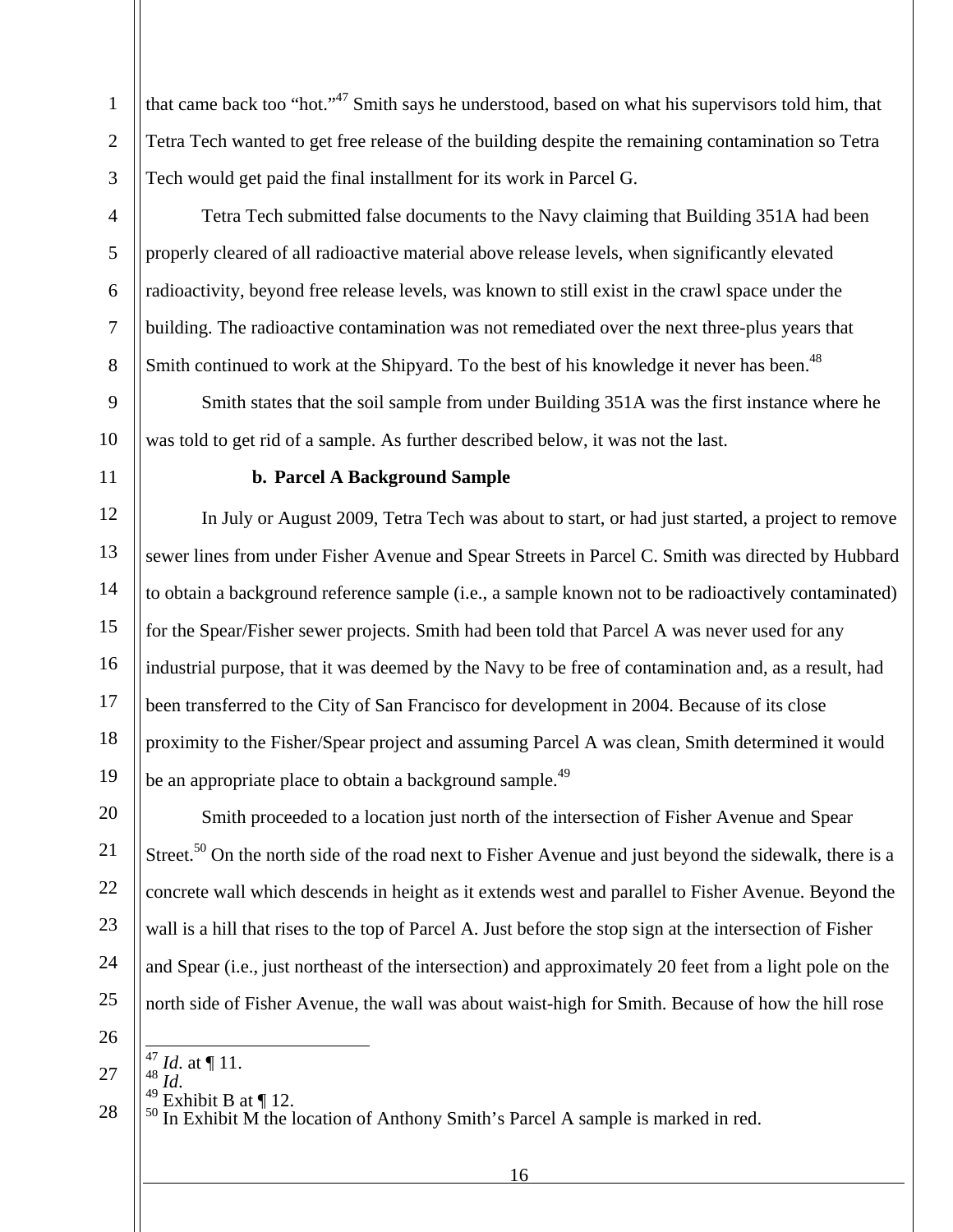that came back too "hot."[47] Smith says he understood, based on what his supervisors told him, that Tetra Tech wanted to get free release of the building despite the remaining contamination so Tetra Tech would get paid the final installment for its work in Parcel G.

Tetra Tech submitted false documents to the Navy claiming that Building 351A had been properly cleared of all radioactive material above release levels, when significantly elevated radioactivity, beyond free release levels, was known to still exist in the crawl space under the building. The radioactive contamination was not remediated over the next three-plus years that Smith continued to work at the Shipyard. To the best of his knowledge it never has been.[48]

Smith states that the soil sample from under Building 351A was the first instance where he was told to get rid of a sample. As further described below, it was not the last.

**b. Parcel A Background Sample**

In July or August 2009, Tetra Tech was about to start, or had just started, a project to remove sewer lines from under Fisher Avenue and Spear Streets in Parcel C. Smith was directed by Hubbard to obtain a background reference sample (i.e., a sample known not to be radioactively contaminated) for the Spear/Fisher sewer projects. Smith had been told that Parcel A was never used for any industrial purpose, that it was deemed by the Navy to be free of contamination and, as a result, had been transferred to the City of San Francisco for development in 2004. Because of its close proximity to the Fisher/Spear project and assuming Parcel A was clean, Smith determined it would be an appropriate place to obtain a background sample.[49]

Smith proceeded to a location just north of the intersection of Fisher Avenue and Spear Street.[50] On the north side of the road next to Fisher Avenue and just beyond the sidewalk, there is a concrete wall which descends in height as it extends west and parallel to Fisher Avenue. Beyond the wall is a hill that rises to the top of Parcel A. Just before the stop sign at the intersection of Fisher and Spear (i.e., just northeast of the intersection) and approximately 20 feet from a light pole on the north side of Fisher Avenue, the wall was about waist-high for Smith. Because of how the hill rose

[47] *Id.* at ¶ 11.
[48] *Id.*
[49] Exhibit B at ¶ 12.
[50] In Exhibit M the location of Anthony Smith's Parcel A sample is marked in red.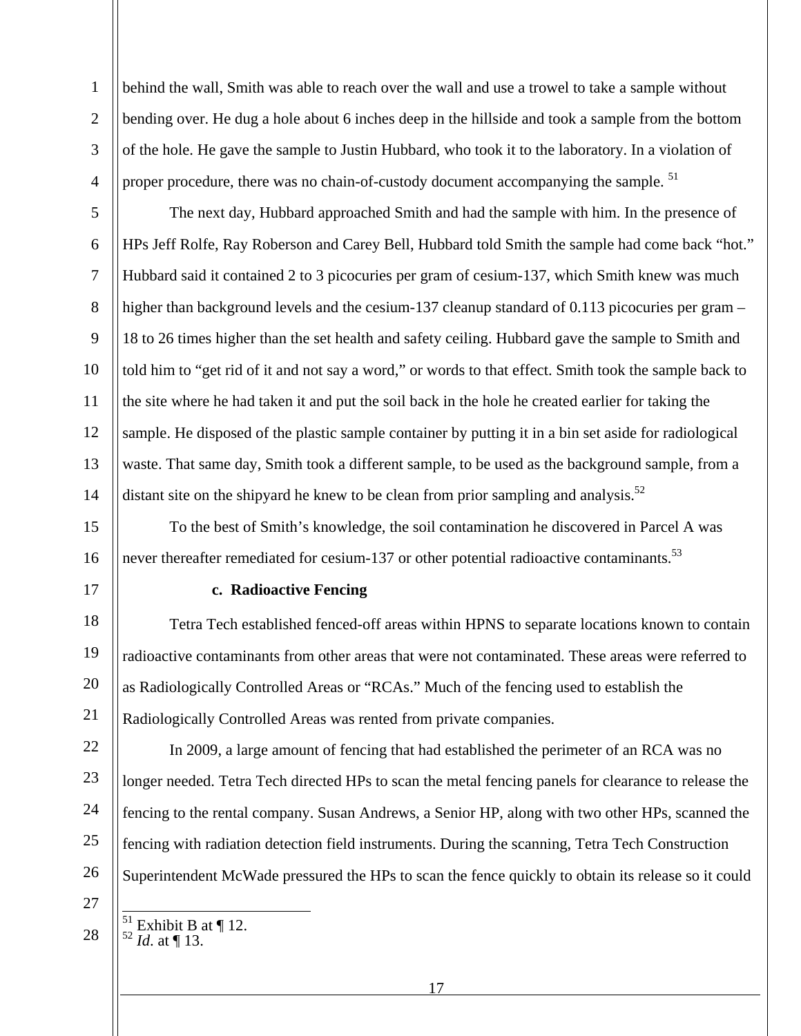behind the wall, Smith was able to reach over the wall and use a trowel to take a sample without bending over. He dug a hole about 6 inches deep in the hillside and took a sample from the bottom of the hole. He gave the sample to Justin Hubbard, who took it to the laboratory. In a violation of proper procedure, there was no chain-of-custody document accompanying the sample.[51]

The next day, Hubbard approached Smith and had the sample with him. In the presence of HPs Jeff Rolfe, Ray Roberson and Carey Bell, Hubbard told Smith the sample had come back "hot." Hubbard said it contained 2 to 3 picocuries per gram of cesium-137, which Smith knew was much higher than background levels and the cesium-137 cleanup standard of 0.113 picocuries per gram – 18 to 26 times higher than the set health and safety ceiling. Hubbard gave the sample to Smith and told him to "get rid of it and not say a word," or words to that effect. Smith took the sample back to the site where he had taken it and put the soil back in the hole he created earlier for taking the sample. He disposed of the plastic sample container by putting it in a bin set aside for radiological waste. That same day, Smith took a different sample, to be used as the background sample, from a distant site on the shipyard he knew to be clean from prior sampling and analysis.[52]

To the best of Smith's knowledge, the soil contamination he discovered in Parcel A was never thereafter remediated for cesium-137 or other potential radioactive contaminants.[53]

**c. Radioactive Fencing**

Tetra Tech established fenced-off areas within HPNS to separate locations known to contain radioactive contaminants from other areas that were not contaminated. These areas were referred to as Radiologically Controlled Areas or "RCAs." Much of the fencing used to establish the Radiologically Controlled Areas was rented from private companies.

In 2009, a large amount of fencing that had established the perimeter of an RCA was no longer needed. Tetra Tech directed HPs to scan the metal fencing panels for clearance to release the fencing to the rental company. Susan Andrews, a Senior HP, along with two other HPs, scanned the fencing with radiation detection field instruments. During the scanning, Tetra Tech Construction Superintendent McWade pressured the HPs to scan the fence quickly to obtain its release so it could

---

[51] Exhibit B at ¶ 12.
[52] *Id.* at ¶ 13.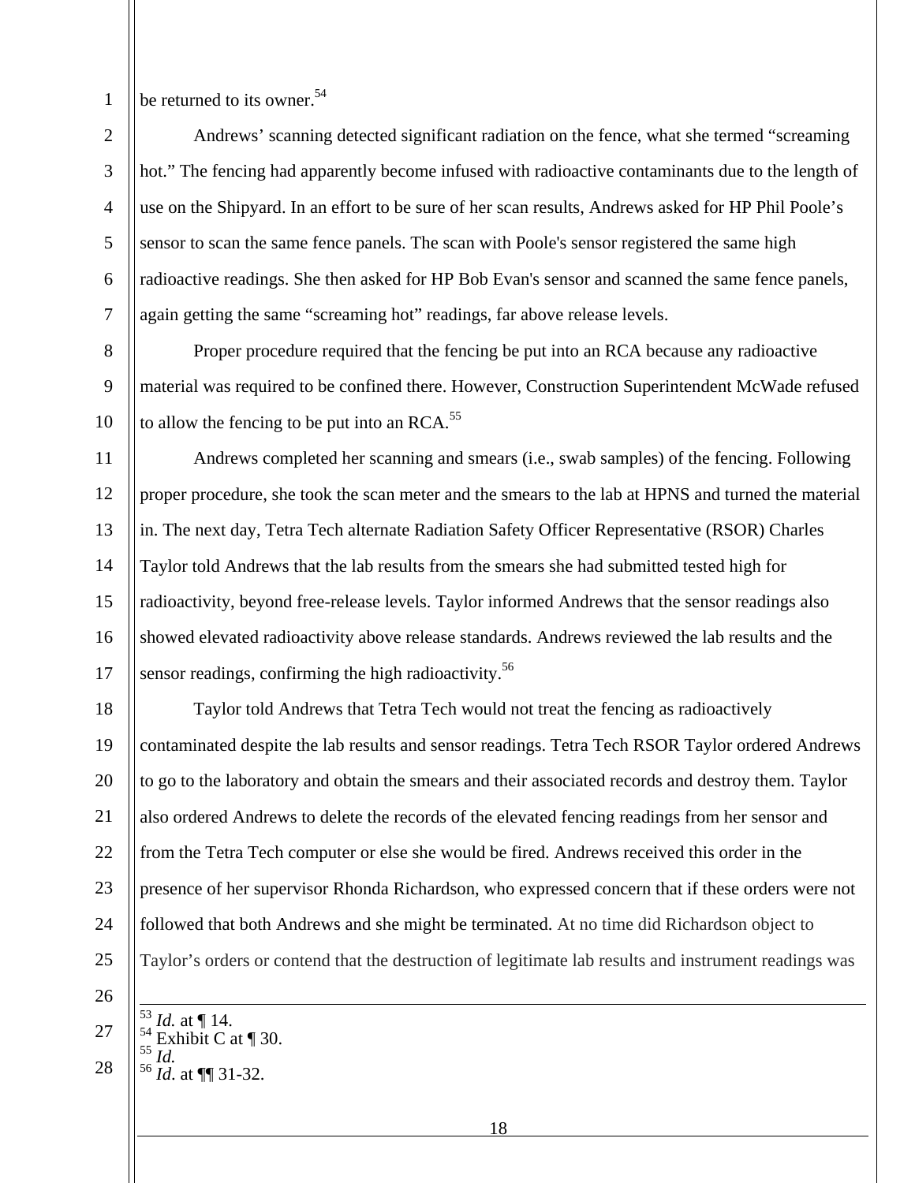be returned to its owner.[54]

Andrews' scanning detected significant radiation on the fence, what she termed "screaming hot." The fencing had apparently become infused with radioactive contaminants due to the length of use on the Shipyard. In an effort to be sure of her scan results, Andrews asked for HP Phil Poole's sensor to scan the same fence panels. The scan with Poole's sensor registered the same high radioactive readings. She then asked for HP Bob Evan's sensor and scanned the same fence panels, again getting the same "screaming hot" readings, far above release levels.

Proper procedure required that the fencing be put into an RCA because any radioactive material was required to be confined there. However, Construction Superintendent McWade refused to allow the fencing to be put into an RCA.[55]

Andrews completed her scanning and smears (i.e., swab samples) of the fencing. Following proper procedure, she took the scan meter and the smears to the lab at HPNS and turned the material in. The next day, Tetra Tech alternate Radiation Safety Officer Representative (RSOR) Charles Taylor told Andrews that the lab results from the smears she had submitted tested high for radioactivity, beyond free-release levels. Taylor informed Andrews that the sensor readings also showed elevated radioactivity above release standards. Andrews reviewed the lab results and the sensor readings, confirming the high radioactivity.[56]

Taylor told Andrews that Tetra Tech would not treat the fencing as radioactively contaminated despite the lab results and sensor readings. Tetra Tech RSOR Taylor ordered Andrews to go to the laboratory and obtain the smears and their associated records and destroy them. Taylor also ordered Andrews to delete the records of the elevated fencing readings from her sensor and from the Tetra Tech computer or else she would be fired. Andrews received this order in the presence of her supervisor Rhonda Richardson, who expressed concern that if these orders were not followed that both Andrews and she might be terminated. At no time did Richardson object to Taylor's orders or contend that the destruction of legitimate lab results and instrument readings was

---

[53] *Id.* at ¶ 14.
[54] Exhibit C at ¶ 30.
[55] *Id.*
[56] *Id*. at ¶¶ 31-32.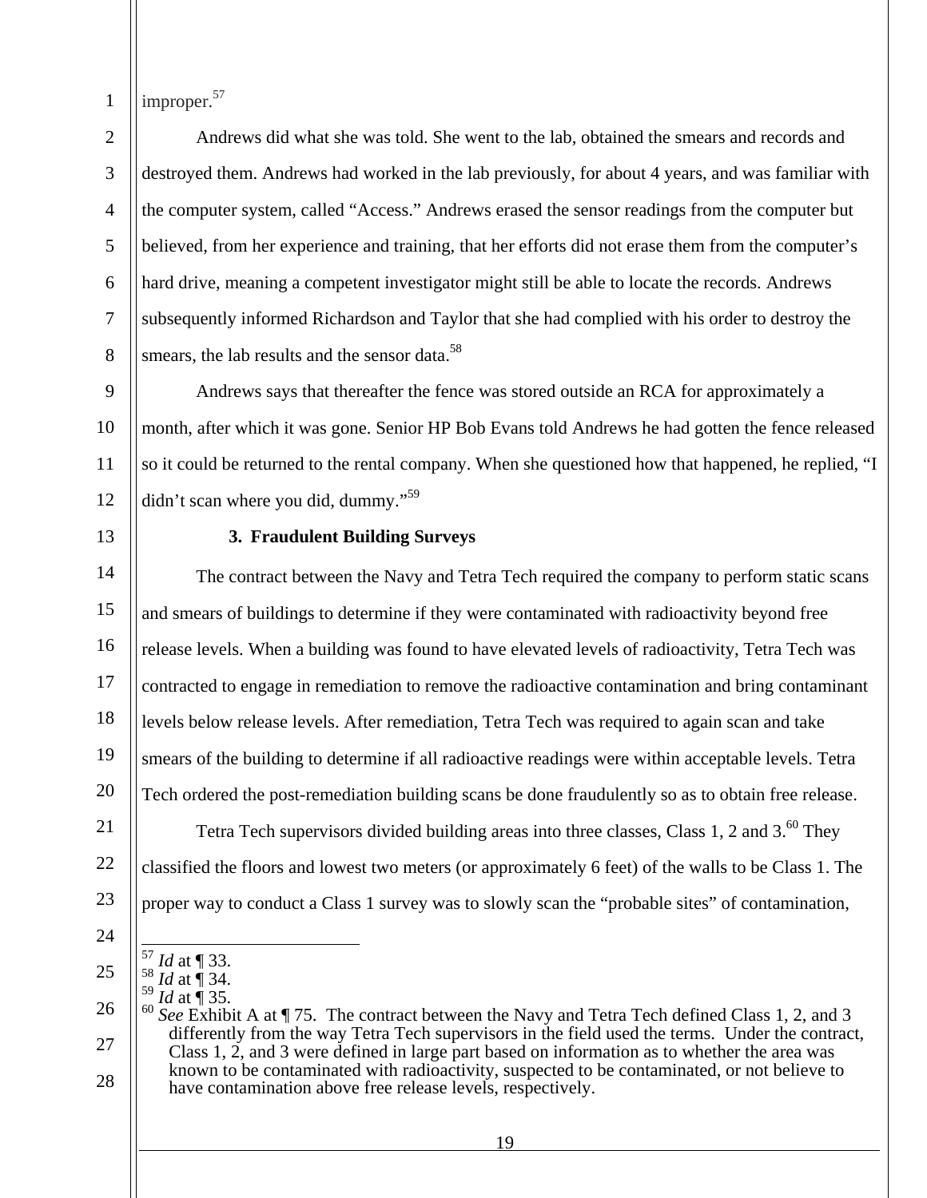improper.[57]

Andrews did what she was told. She went to the lab, obtained the smears and records and destroyed them. Andrews had worked in the lab previously, for about 4 years, and was familiar with the computer system, called "Access." Andrews erased the sensor readings from the computer but believed, from her experience and training, that her efforts did not erase them from the computer's hard drive, meaning a competent investigator might still be able to locate the records. Andrews subsequently informed Richardson and Taylor that she had complied with his order to destroy the smears, the lab results and the sensor data.[58]

Andrews says that thereafter the fence was stored outside an RCA for approximately a month, after which it was gone. Senior HP Bob Evans told Andrews he had gotten the fence released so it could be returned to the rental company. When she questioned how that happened, he replied, "I didn't scan where you did, dummy."[59]

### 3. Fraudulent Building Surveys

The contract between the Navy and Tetra Tech required the company to perform static scans and smears of buildings to determine if they were contaminated with radioactivity beyond free release levels. When a building was found to have elevated levels of radioactivity, Tetra Tech was contracted to engage in remediation to remove the radioactive contamination and bring contaminant levels below release levels. After remediation, Tetra Tech was required to again scan and take smears of the building to determine if all radioactive readings were within acceptable levels. Tetra Tech ordered the post-remediation building scans be done fraudulently so as to obtain free release.

Tetra Tech supervisors divided building areas into three classes, Class 1, 2 and 3.[60] They classified the floors and lowest two meters (or approximately 6 feet) of the walls to be Class 1. The proper way to conduct a Class 1 survey was to slowly scan the "probable sites" of contamination,

---

[57] *Id* at ¶ 33.

[58] *Id* at ¶ 34.

[59] *Id* at ¶ 35.

[60] *See* Exhibit A at ¶ 75. The contract between the Navy and Tetra Tech defined Class 1, 2, and 3 differently from the way Tetra Tech supervisors in the field used the terms. Under the contract, Class 1, 2, and 3 were defined in large part based on information as to whether the area was known to be contaminated with radioactivity, suspected to be contaminated, or not believe to have contamination above free release levels, respectively.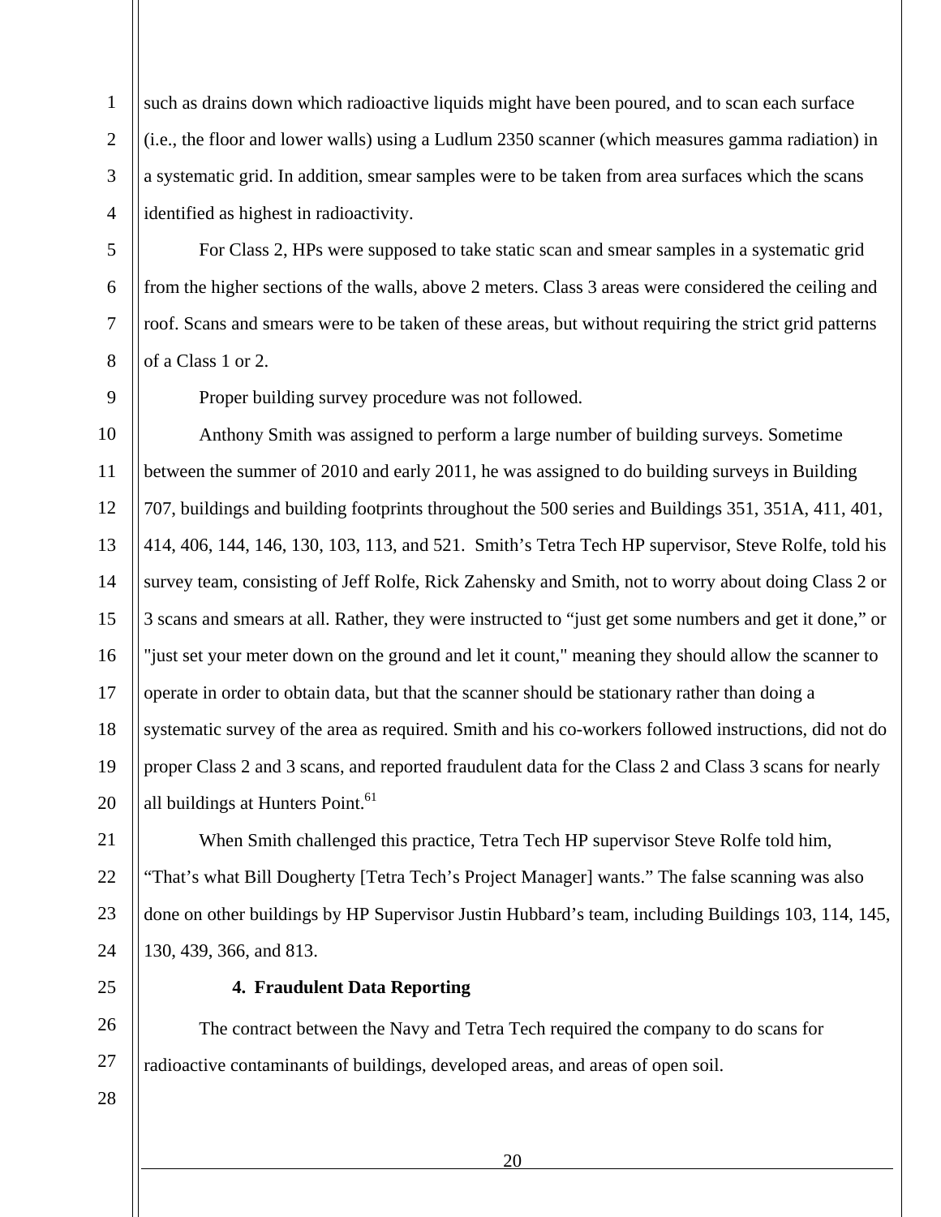such as drains down which radioactive liquids might have been poured, and to scan each surface (i.e., the floor and lower walls) using a Ludlum 2350 scanner (which measures gamma radiation) in a systematic grid. In addition, smear samples were to be taken from area surfaces which the scans identified as highest in radioactivity.

For Class 2, HPs were supposed to take static scan and smear samples in a systematic grid from the higher sections of the walls, above 2 meters. Class 3 areas were considered the ceiling and roof. Scans and smears were to be taken of these areas, but without requiring the strict grid patterns of a Class 1 or 2.

Proper building survey procedure was not followed.

Anthony Smith was assigned to perform a large number of building surveys. Sometime between the summer of 2010 and early 2011, he was assigned to do building surveys in Building 707, buildings and building footprints throughout the 500 series and Buildings 351, 351A, 411, 401, 414, 406, 144, 146, 130, 103, 113, and 521. Smith's Tetra Tech HP supervisor, Steve Rolfe, told his survey team, consisting of Jeff Rolfe, Rick Zahensky and Smith, not to worry about doing Class 2 or 3 scans and smears at all. Rather, they were instructed to "just get some numbers and get it done," or "just set your meter down on the ground and let it count," meaning they should allow the scanner to operate in order to obtain data, but that the scanner should be stationary rather than doing a systematic survey of the area as required. Smith and his co-workers followed instructions, did not do proper Class 2 and 3 scans, and reported fraudulent data for the Class 2 and Class 3 scans for nearly all buildings at Hunters Point.[61]

When Smith challenged this practice, Tetra Tech HP supervisor Steve Rolfe told him, "That's what Bill Dougherty [Tetra Tech's Project Manager] wants." The false scanning was also done on other buildings by HP Supervisor Justin Hubbard's team, including Buildings 103, 114, 145, 130, 439, 366, and 813.

### 4. Fraudulent Data Reporting

The contract between the Navy and Tetra Tech required the company to do scans for radioactive contaminants of buildings, developed areas, and areas of open soil.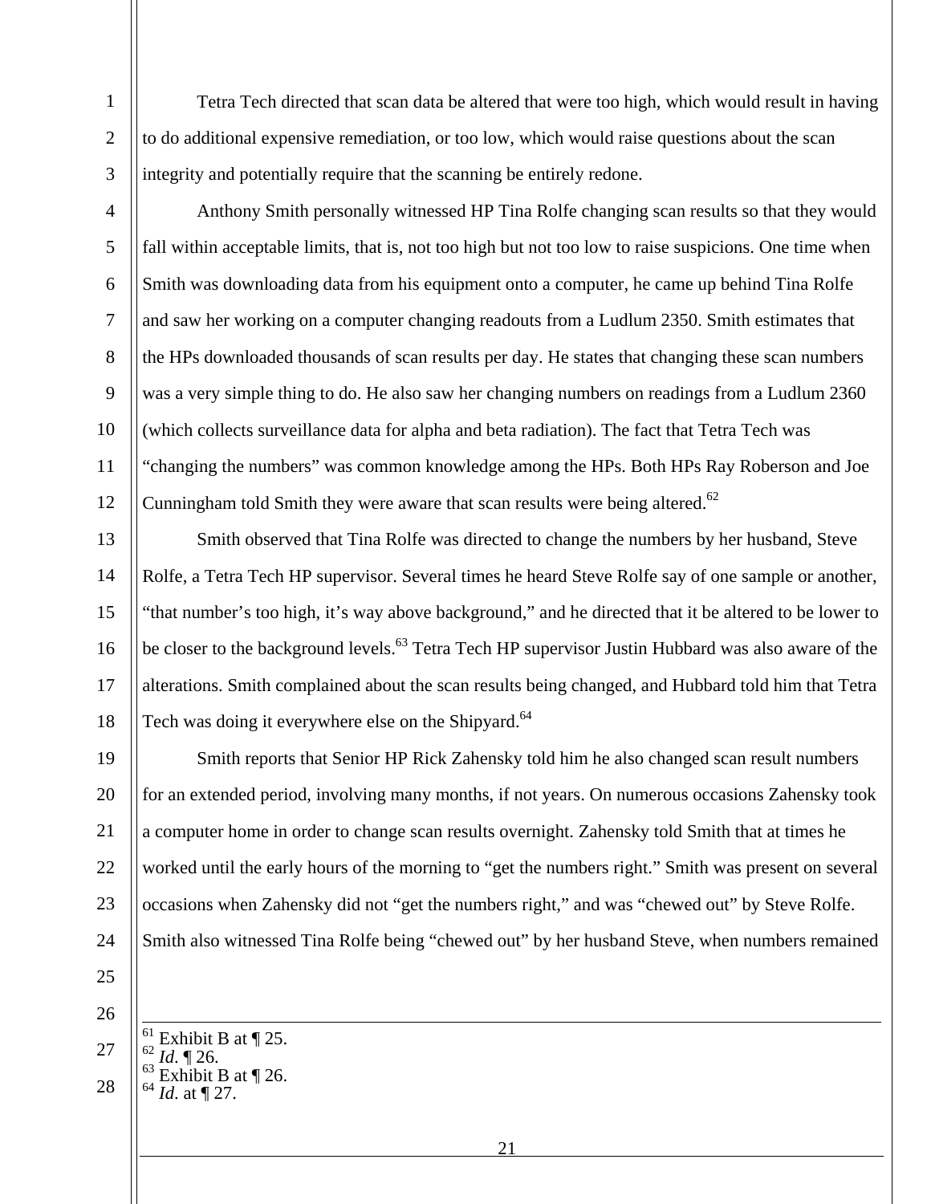Tetra Tech directed that scan data be altered that were too high, which would result in having to do additional expensive remediation, or too low, which would raise questions about the scan integrity and potentially require that the scanning be entirely redone.

Anthony Smith personally witnessed HP Tina Rolfe changing scan results so that they would fall within acceptable limits, that is, not too high but not too low to raise suspicions. One time when Smith was downloading data from his equipment onto a computer, he came up behind Tina Rolfe and saw her working on a computer changing readouts from a Ludlum 2350. Smith estimates that the HPs downloaded thousands of scan results per day. He states that changing these scan numbers was a very simple thing to do. He also saw her changing numbers on readings from a Ludlum 2360 (which collects surveillance data for alpha and beta radiation). The fact that Tetra Tech was "changing the numbers" was common knowledge among the HPs. Both HPs Ray Roberson and Joe Cunningham told Smith they were aware that scan results were being altered.[62]

Smith observed that Tina Rolfe was directed to change the numbers by her husband, Steve Rolfe, a Tetra Tech HP supervisor. Several times he heard Steve Rolfe say of one sample or another, "that number's too high, it's way above background," and he directed that it be altered to be lower to be closer to the background levels.[63] Tetra Tech HP supervisor Justin Hubbard was also aware of the alterations. Smith complained about the scan results being changed, and Hubbard told him that Tetra Tech was doing it everywhere else on the Shipyard.[64]

Smith reports that Senior HP Rick Zahensky told him he also changed scan result numbers for an extended period, involving many months, if not years. On numerous occasions Zahensky took a computer home in order to change scan results overnight. Zahensky told Smith that at times he worked until the early hours of the morning to "get the numbers right." Smith was present on several occasions when Zahensky did not "get the numbers right," and was "chewed out" by Steve Rolfe. Smith also witnessed Tina Rolfe being "chewed out" by her husband Steve, when numbers remained

---

[61] Exhibit B at ¶ 25.
[62] *Id*. ¶ 26.
[63] Exhibit B at ¶ 26.
[64] *Id*. at ¶ 27.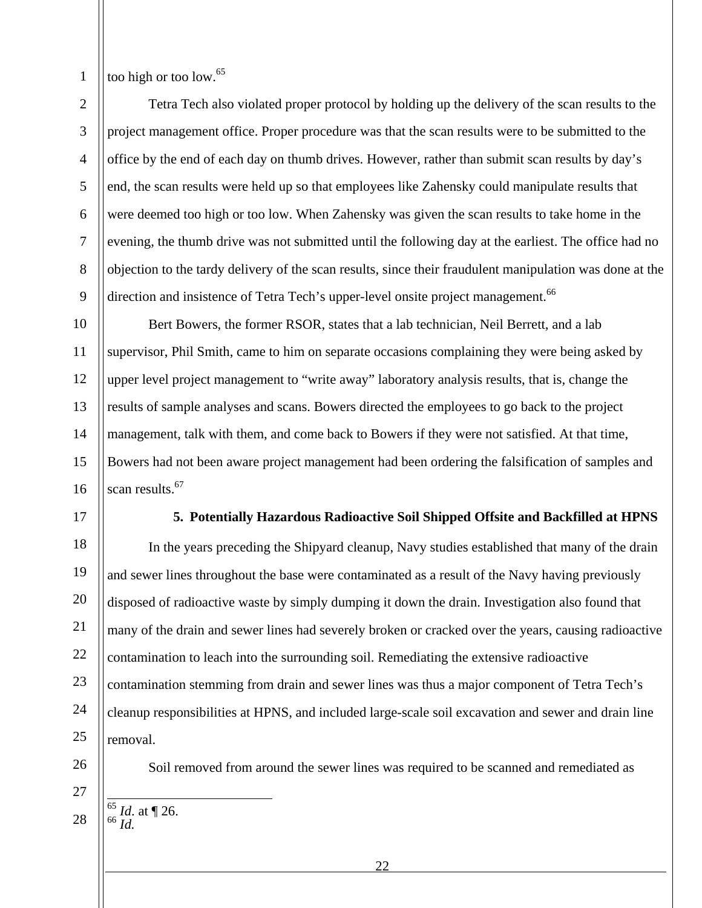too high or too low.[65]

Tetra Tech also violated proper protocol by holding up the delivery of the scan results to the project management office. Proper procedure was that the scan results were to be submitted to the office by the end of each day on thumb drives. However, rather than submit scan results by day's end, the scan results were held up so that employees like Zahensky could manipulate results that were deemed too high or too low. When Zahensky was given the scan results to take home in the evening, the thumb drive was not submitted until the following day at the earliest. The office had no objection to the tardy delivery of the scan results, since their fraudulent manipulation was done at the direction and insistence of Tetra Tech's upper-level onsite project management.[66]

Bert Bowers, the former RSOR, states that a lab technician, Neil Berrett, and a lab supervisor, Phil Smith, came to him on separate occasions complaining they were being asked by upper level project management to "write away" laboratory analysis results, that is, change the results of sample analyses and scans. Bowers directed the employees to go back to the project management, talk with them, and come back to Bowers if they were not satisfied. At that time, Bowers had not been aware project management had been ordering the falsification of samples and scan results.[67]

**5. Potentially Hazardous Radioactive Soil Shipped Offsite and Backfilled at HPNS**

In the years preceding the Shipyard cleanup, Navy studies established that many of the drain and sewer lines throughout the base were contaminated as a result of the Navy having previously disposed of radioactive waste by simply dumping it down the drain. Investigation also found that many of the drain and sewer lines had severely broken or cracked over the years, causing radioactive contamination to leach into the surrounding soil. Remediating the extensive radioactive contamination stemming from drain and sewer lines was thus a major component of Tetra Tech's cleanup responsibilities at HPNS, and included large-scale soil excavation and sewer and drain line removal.

Soil removed from around the sewer lines was required to be scanned and remediated as

---

[65] *Id*. at ¶ 26.
[66] *Id.*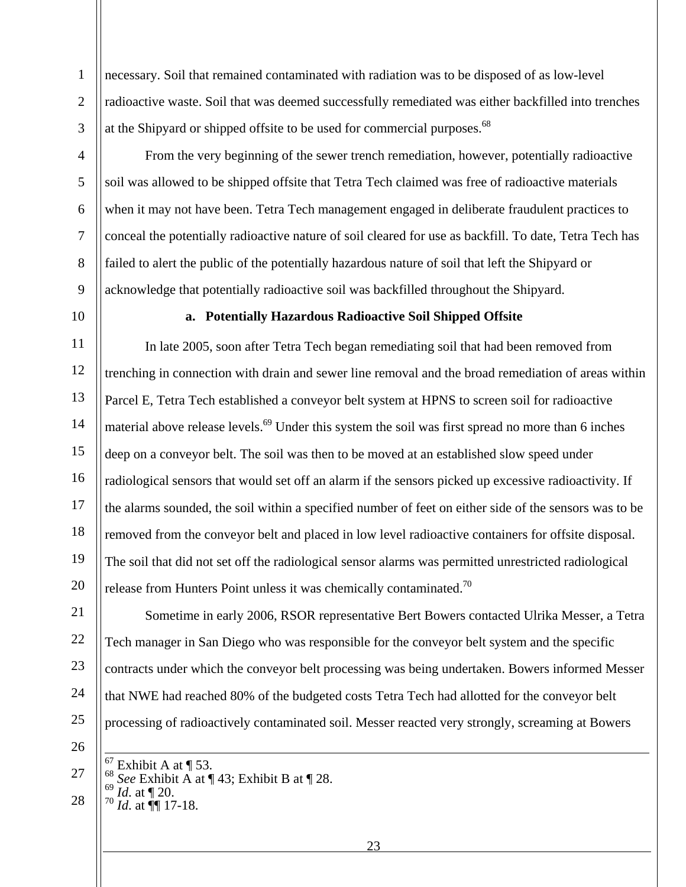necessary. Soil that remained contaminated with radiation was to be disposed of as low-level radioactive waste. Soil that was deemed successfully remediated was either backfilled into trenches at the Shipyard or shipped offsite to be used for commercial purposes.[68]

From the very beginning of the sewer trench remediation, however, potentially radioactive soil was allowed to be shipped offsite that Tetra Tech claimed was free of radioactive materials when it may not have been. Tetra Tech management engaged in deliberate fraudulent practices to conceal the potentially radioactive nature of soil cleared for use as backfill. To date, Tetra Tech has failed to alert the public of the potentially hazardous nature of soil that left the Shipyard or acknowledge that potentially radioactive soil was backfilled throughout the Shipyard.

**a. Potentially Hazardous Radioactive Soil Shipped Offsite**

In late 2005, soon after Tetra Tech began remediating soil that had been removed from trenching in connection with drain and sewer line removal and the broad remediation of areas within Parcel E, Tetra Tech established a conveyor belt system at HPNS to screen soil for radioactive material above release levels.[69] Under this system the soil was first spread no more than 6 inches deep on a conveyor belt. The soil was then to be moved at an established slow speed under radiological sensors that would set off an alarm if the sensors picked up excessive radioactivity. If the alarms sounded, the soil within a specified number of feet on either side of the sensors was to be removed from the conveyor belt and placed in low level radioactive containers for offsite disposal. The soil that did not set off the radiological sensor alarms was permitted unrestricted radiological release from Hunters Point unless it was chemically contaminated.[70]

Sometime in early 2006, RSOR representative Bert Bowers contacted Ulrika Messer, a Tetra Tech manager in San Diego who was responsible for the conveyor belt system and the specific contracts under which the conveyor belt processing was being undertaken. Bowers informed Messer that NWE had reached 80% of the budgeted costs Tetra Tech had allotted for the conveyor belt processing of radioactively contaminated soil. Messer reacted very strongly, screaming at Bowers

---

[67] Exhibit A at ¶ 53.
[68] *See* Exhibit A at ¶ 43; Exhibit B at ¶ 28.
[69] *Id*. at ¶ 20.
[70] *Id*. at ¶¶ 17-18.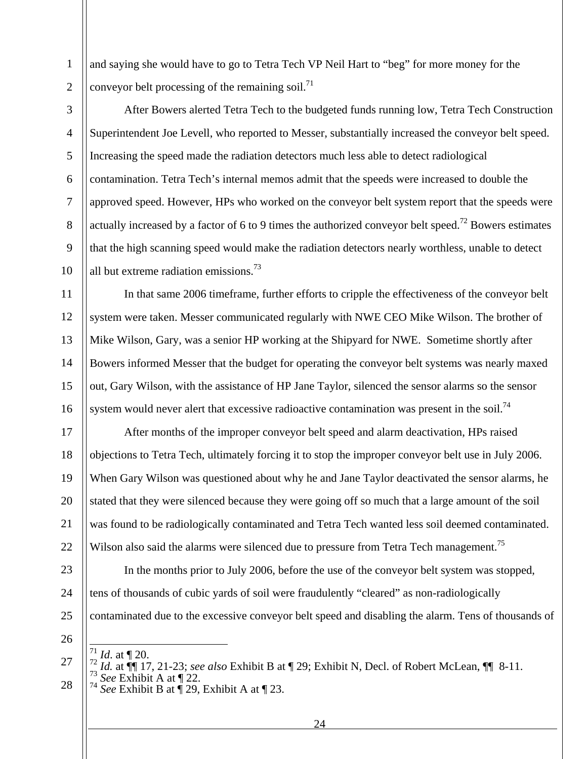and saying she would have to go to Tetra Tech VP Neil Hart to "beg" for more money for the conveyor belt processing of the remaining soil.[71]

After Bowers alerted Tetra Tech to the budgeted funds running low, Tetra Tech Construction Superintendent Joe Levell, who reported to Messer, substantially increased the conveyor belt speed. Increasing the speed made the radiation detectors much less able to detect radiological contamination. Tetra Tech's internal memos admit that the speeds were increased to double the approved speed. However, HPs who worked on the conveyor belt system report that the speeds were actually increased by a factor of 6 to 9 times the authorized conveyor belt speed.[72] Bowers estimates that the high scanning speed would make the radiation detectors nearly worthless, unable to detect all but extreme radiation emissions.[73]

In that same 2006 timeframe, further efforts to cripple the effectiveness of the conveyor belt system were taken. Messer communicated regularly with NWE CEO Mike Wilson. The brother of Mike Wilson, Gary, was a senior HP working at the Shipyard for NWE. Sometime shortly after Bowers informed Messer that the budget for operating the conveyor belt systems was nearly maxed out, Gary Wilson, with the assistance of HP Jane Taylor, silenced the sensor alarms so the sensor system would never alert that excessive radioactive contamination was present in the soil.[74]

After months of the improper conveyor belt speed and alarm deactivation, HPs raised objections to Tetra Tech, ultimately forcing it to stop the improper conveyor belt use in July 2006. When Gary Wilson was questioned about why he and Jane Taylor deactivated the sensor alarms, he stated that they were silenced because they were going off so much that a large amount of the soil was found to be radiologically contaminated and Tetra Tech wanted less soil deemed contaminated. Wilson also said the alarms were silenced due to pressure from Tetra Tech management.[75]

In the months prior to July 2006, before the use of the conveyor belt system was stopped, tens of thousands of cubic yards of soil were fraudulently "cleared" as non-radiologically contaminated due to the excessive conveyor belt speed and disabling the alarm. Tens of thousands of

---

[71] *Id*. at ¶ 20.

[72] *Id.* at ¶¶ 17, 21-23; *see also* Exhibit B at ¶ 29; Exhibit N, Decl. of Robert McLean, ¶¶ 8-11.

[73] *See* Exhibit A at ¶ 22.

[74] *See* Exhibit B at ¶ 29, Exhibit A at ¶ 23.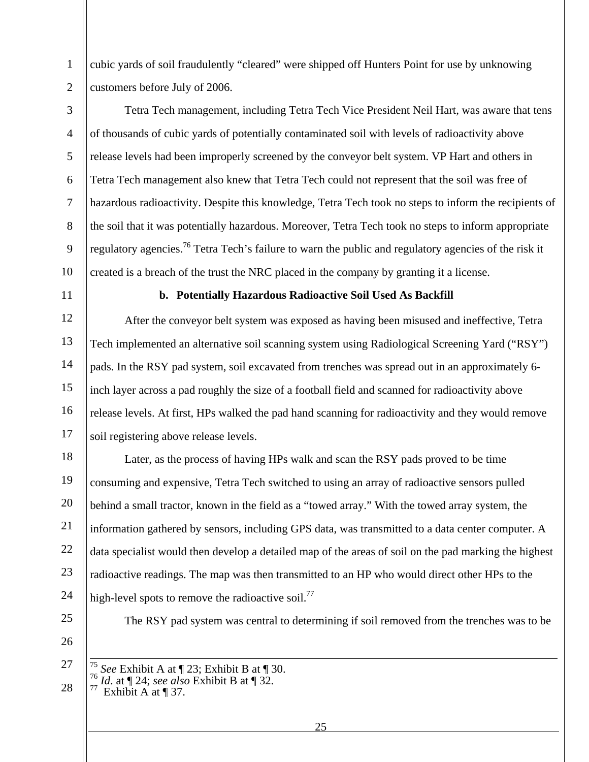cubic yards of soil fraudulently "cleared" were shipped off Hunters Point for use by unknowing customers before July of 2006.

Tetra Tech management, including Tetra Tech Vice President Neil Hart, was aware that tens of thousands of cubic yards of potentially contaminated soil with levels of radioactivity above release levels had been improperly screened by the conveyor belt system. VP Hart and others in Tetra Tech management also knew that Tetra Tech could not represent that the soil was free of hazardous radioactivity. Despite this knowledge, Tetra Tech took no steps to inform the recipients of the soil that it was potentially hazardous. Moreover, Tetra Tech took no steps to inform appropriate regulatory agencies.[76] Tetra Tech's failure to warn the public and regulatory agencies of the risk it created is a breach of the trust the NRC placed in the company by granting it a license.

**b. Potentially Hazardous Radioactive Soil Used As Backfill**

After the conveyor belt system was exposed as having been misused and ineffective, Tetra Tech implemented an alternative soil scanning system using Radiological Screening Yard ("RSY") pads. In the RSY pad system, soil excavated from trenches was spread out in an approximately 6-inch layer across a pad roughly the size of a football field and scanned for radioactivity above release levels. At first, HPs walked the pad hand scanning for radioactivity and they would remove soil registering above release levels.

Later, as the process of having HPs walk and scan the RSY pads proved to be time consuming and expensive, Tetra Tech switched to using an array of radioactive sensors pulled behind a small tractor, known in the field as a "towed array." With the towed array system, the information gathered by sensors, including GPS data, was transmitted to a data center computer. A data specialist would then develop a detailed map of the areas of soil on the pad marking the highest radioactive readings. The map was then transmitted to an HP who would direct other HPs to the high-level spots to remove the radioactive soil.[77]

The RSY pad system was central to determining if soil removed from the trenches was to be

---

[75] *See* Exhibit A at ¶ 23; Exhibit B at ¶ 30.
[76] *Id*. at ¶ 24; *see also* Exhibit B at ¶ 32.
[77] Exhibit A at ¶ 37.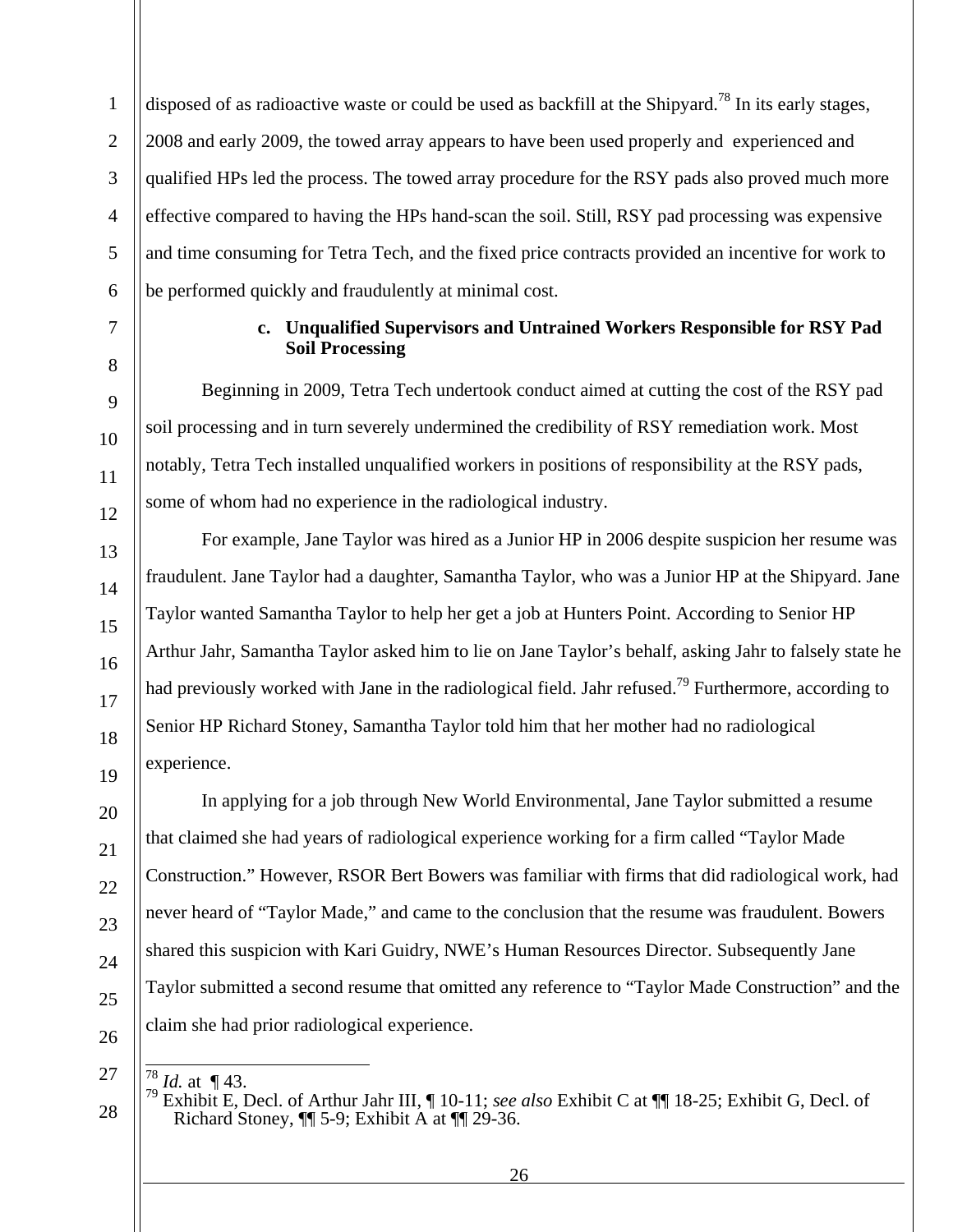disposed of as radioactive waste or could be used as backfill at the Shipyard.[78] In its early stages, 2008 and early 2009, the towed array appears to have been used properly and experienced and qualified HPs led the process. The towed array procedure for the RSY pads also proved much more effective compared to having the HPs hand-scan the soil. Still, RSY pad processing was expensive and time consuming for Tetra Tech, and the fixed price contracts provided an incentive for work to be performed quickly and fraudulently at minimal cost.

**c. Unqualified Supervisors and Untrained Workers Responsible for RSY Pad Soil Processing**

Beginning in 2009, Tetra Tech undertook conduct aimed at cutting the cost of the RSY pad soil processing and in turn severely undermined the credibility of RSY remediation work. Most notably, Tetra Tech installed unqualified workers in positions of responsibility at the RSY pads, some of whom had no experience in the radiological industry.

For example, Jane Taylor was hired as a Junior HP in 2006 despite suspicion her resume was fraudulent. Jane Taylor had a daughter, Samantha Taylor, who was a Junior HP at the Shipyard. Jane Taylor wanted Samantha Taylor to help her get a job at Hunters Point. According to Senior HP Arthur Jahr, Samantha Taylor asked him to lie on Jane Taylor's behalf, asking Jahr to falsely state he had previously worked with Jane in the radiological field. Jahr refused.[79] Furthermore, according to Senior HP Richard Stoney, Samantha Taylor told him that her mother had no radiological experience.

In applying for a job through New World Environmental, Jane Taylor submitted a resume that claimed she had years of radiological experience working for a firm called "Taylor Made Construction." However, RSOR Bert Bowers was familiar with firms that did radiological work, had never heard of "Taylor Made," and came to the conclusion that the resume was fraudulent. Bowers shared this suspicion with Kari Guidry, NWE's Human Resources Director. Subsequently Jane Taylor submitted a second resume that omitted any reference to "Taylor Made Construction" and the claim she had prior radiological experience.

---

[78] *Id.* at ¶ 43.

[79] Exhibit E, Decl. of Arthur Jahr III, ¶ 10-11; *see also* Exhibit C at ¶¶ 18-25; Exhibit G, Decl. of Richard Stoney, ¶¶ 5-9; Exhibit A at ¶¶ 29-36.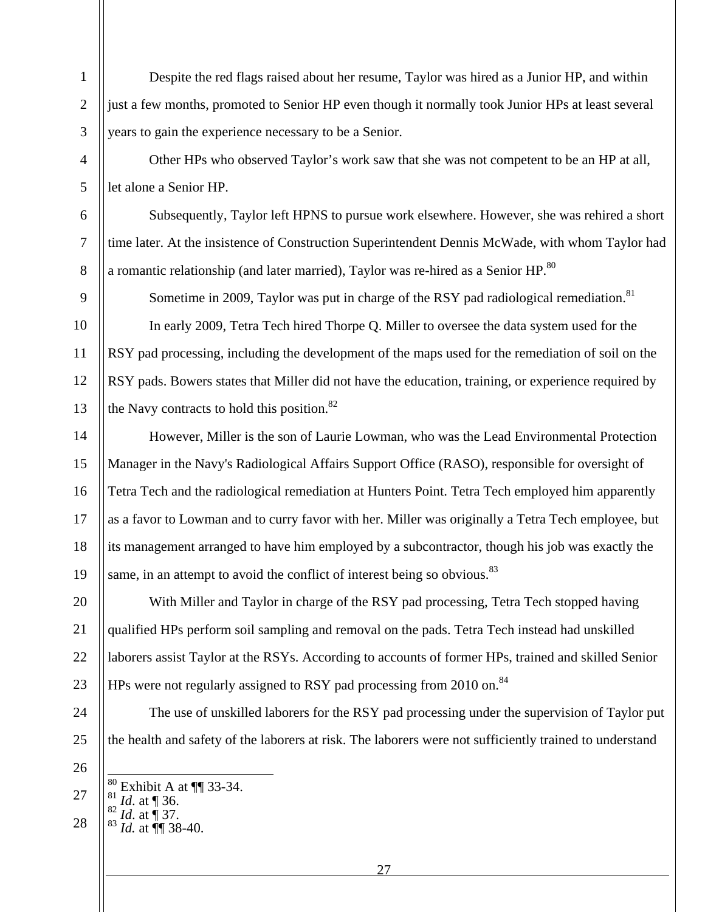Despite the red flags raised about her resume, Taylor was hired as a Junior HP, and within just a few months, promoted to Senior HP even though it normally took Junior HPs at least several years to gain the experience necessary to be a Senior.

Other HPs who observed Taylor's work saw that she was not competent to be an HP at all, let alone a Senior HP.

Subsequently, Taylor left HPNS to pursue work elsewhere. However, she was rehired a short time later. At the insistence of Construction Superintendent Dennis McWade, with whom Taylor had a romantic relationship (and later married), Taylor was re-hired as a Senior HP.[80]

Sometime in 2009, Taylor was put in charge of the RSY pad radiological remediation.[81]

In early 2009, Tetra Tech hired Thorpe Q. Miller to oversee the data system used for the RSY pad processing, including the development of the maps used for the remediation of soil on the RSY pads. Bowers states that Miller did not have the education, training, or experience required by the Navy contracts to hold this position.[82]

However, Miller is the son of Laurie Lowman, who was the Lead Environmental Protection Manager in the Navy's Radiological Affairs Support Office (RASO), responsible for oversight of Tetra Tech and the radiological remediation at Hunters Point. Tetra Tech employed him apparently as a favor to Lowman and to curry favor with her. Miller was originally a Tetra Tech employee, but its management arranged to have him employed by a subcontractor, though his job was exactly the same, in an attempt to avoid the conflict of interest being so obvious.[83]

With Miller and Taylor in charge of the RSY pad processing, Tetra Tech stopped having qualified HPs perform soil sampling and removal on the pads. Tetra Tech instead had unskilled laborers assist Taylor at the RSYs. According to accounts of former HPs, trained and skilled Senior HPs were not regularly assigned to RSY pad processing from 2010 on.[84]

The use of unskilled laborers for the RSY pad processing under the supervision of Taylor put the health and safety of the laborers at risk. The laborers were not sufficiently trained to understand

---

[80] Exhibit A at ¶¶ 33-34.
[81] *Id.* at ¶ 36.
[82] *Id.* at ¶ 37.
[83] *Id.* at ¶¶ 38-40.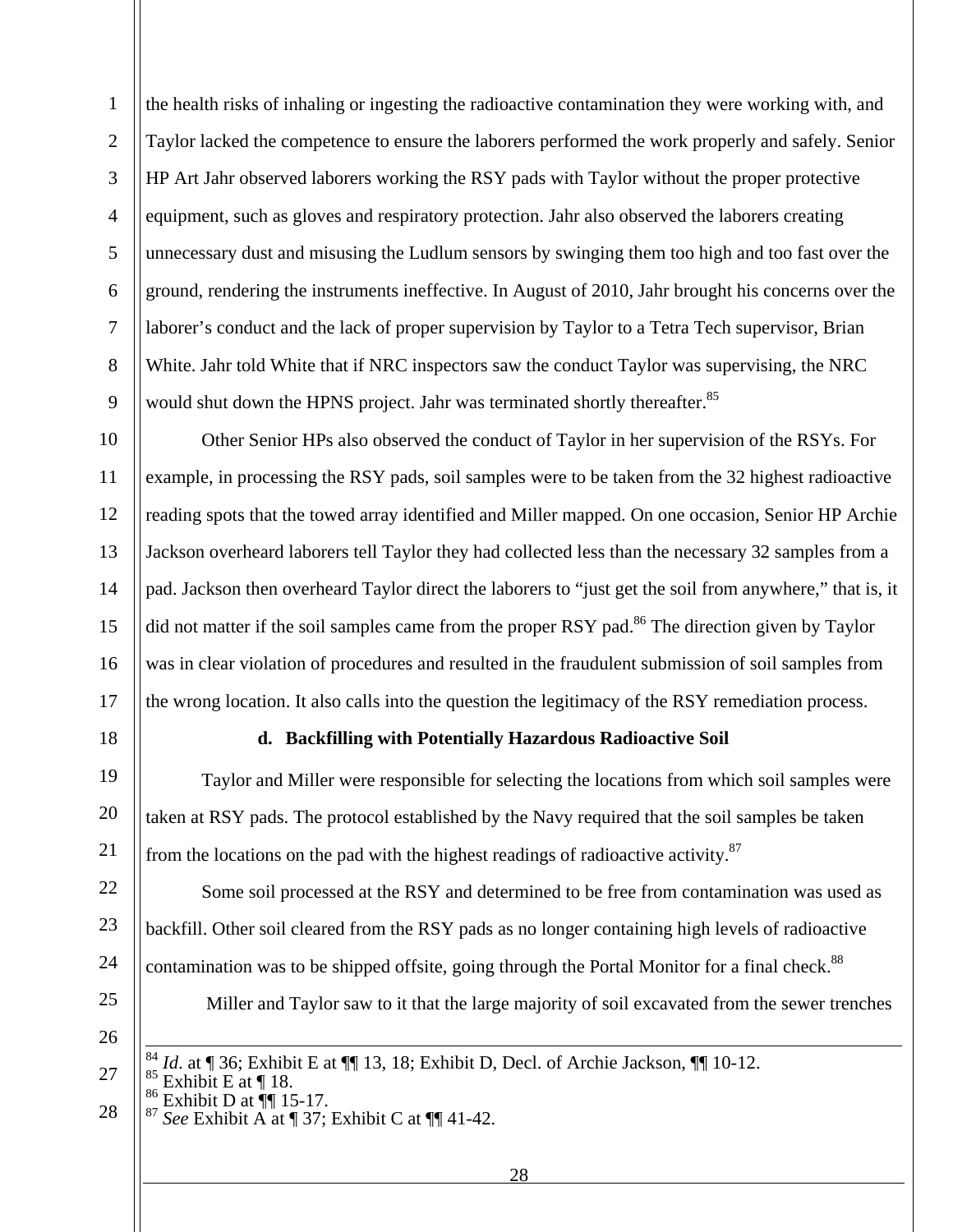the health risks of inhaling or ingesting the radioactive contamination they were working with, and Taylor lacked the competence to ensure the laborers performed the work properly and safely. Senior HP Art Jahr observed laborers working the RSY pads with Taylor without the proper protective equipment, such as gloves and respiratory protection. Jahr also observed the laborers creating unnecessary dust and misusing the Ludlum sensors by swinging them too high and too fast over the ground, rendering the instruments ineffective. In August of 2010, Jahr brought his concerns over the laborer's conduct and the lack of proper supervision by Taylor to a Tetra Tech supervisor, Brian White. Jahr told White that if NRC inspectors saw the conduct Taylor was supervising, the NRC would shut down the HPNS project. Jahr was terminated shortly thereafter.[85]

Other Senior HPs also observed the conduct of Taylor in her supervision of the RSYs. For example, in processing the RSY pads, soil samples were to be taken from the 32 highest radioactive reading spots that the towed array identified and Miller mapped. On one occasion, Senior HP Archie Jackson overheard laborers tell Taylor they had collected less than the necessary 32 samples from a pad. Jackson then overheard Taylor direct the laborers to "just get the soil from anywhere," that is, it did not matter if the soil samples came from the proper RSY pad.[86] The direction given by Taylor was in clear violation of procedures and resulted in the fraudulent submission of soil samples from the wrong location. It also calls into the question the legitimacy of the RSY remediation process.

#### d. Backfilling with Potentially Hazardous Radioactive Soil

Taylor and Miller were responsible for selecting the locations from which soil samples were taken at RSY pads. The protocol established by the Navy required that the soil samples be taken from the locations on the pad with the highest readings of radioactive activity.[87]

Some soil processed at the RSY and determined to be free from contamination was used as backfill. Other soil cleared from the RSY pads as no longer containing high levels of radioactive contamination was to be shipped offsite, going through the Portal Monitor for a final check.[88]

Miller and Taylor saw to it that the large majority of soil excavated from the sewer trenches

---

[84] *Id*. at ¶ 36; Exhibit E at ¶¶ 13, 18; Exhibit D, Decl. of Archie Jackson, ¶¶ 10-12.
[85] Exhibit E at ¶ 18.
[86] Exhibit D at ¶¶ 15-17.
[87] *See* Exhibit A at ¶ 37; Exhibit C at ¶¶ 41-42.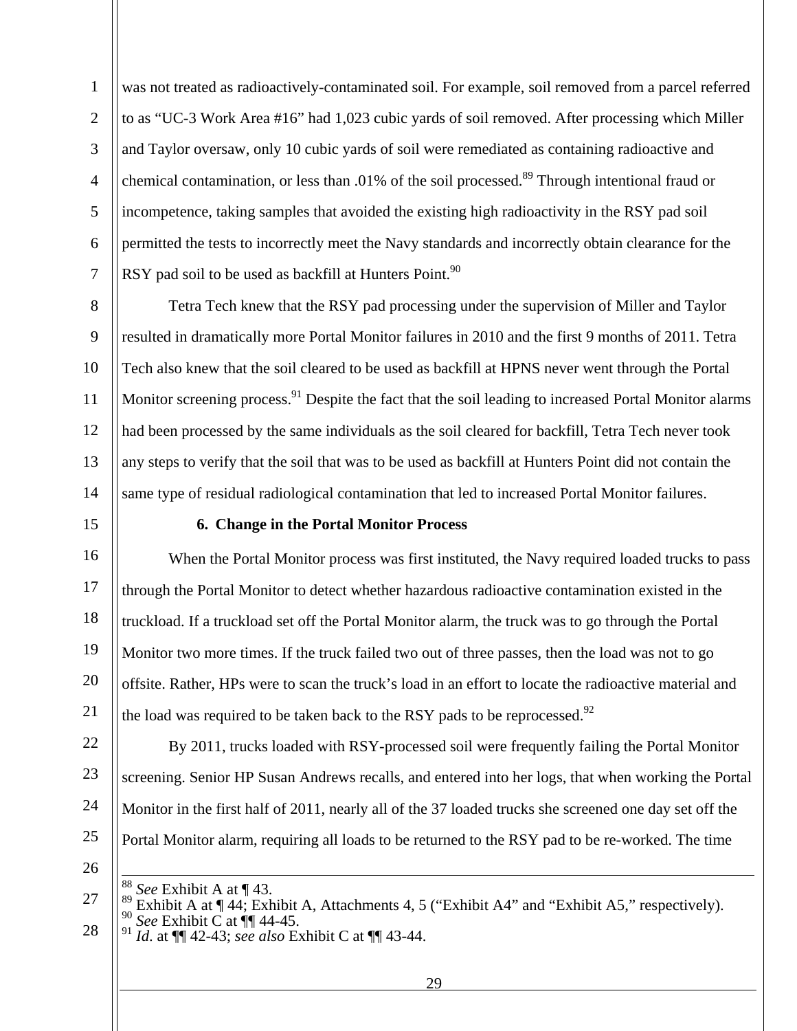was not treated as radioactively-contaminated soil. For example, soil removed from a parcel referred to as "UC-3 Work Area #16" had 1,023 cubic yards of soil removed. After processing which Miller and Taylor oversaw, only 10 cubic yards of soil were remediated as containing radioactive and chemical contamination, or less than .01% of the soil processed.[89] Through intentional fraud or incompetence, taking samples that avoided the existing high radioactivity in the RSY pad soil permitted the tests to incorrectly meet the Navy standards and incorrectly obtain clearance for the RSY pad soil to be used as backfill at Hunters Point.[90]

Tetra Tech knew that the RSY pad processing under the supervision of Miller and Taylor resulted in dramatically more Portal Monitor failures in 2010 and the first 9 months of 2011. Tetra Tech also knew that the soil cleared to be used as backfill at HPNS never went through the Portal Monitor screening process.[91] Despite the fact that the soil leading to increased Portal Monitor alarms had been processed by the same individuals as the soil cleared for backfill, Tetra Tech never took any steps to verify that the soil that was to be used as backfill at Hunters Point did not contain the same type of residual radiological contamination that led to increased Portal Monitor failures.

### 6. Change in the Portal Monitor Process

When the Portal Monitor process was first instituted, the Navy required loaded trucks to pass through the Portal Monitor to detect whether hazardous radioactive contamination existed in the truckload. If a truckload set off the Portal Monitor alarm, the truck was to go through the Portal Monitor two more times. If the truck failed two out of three passes, then the load was not to go offsite. Rather, HPs were to scan the truck's load in an effort to locate the radioactive material and the load was required to be taken back to the RSY pads to be reprocessed.[92]

By 2011, trucks loaded with RSY-processed soil were frequently failing the Portal Monitor screening. Senior HP Susan Andrews recalls, and entered into her logs, that when working the Portal Monitor in the first half of 2011, nearly all of the 37 loaded trucks she screened one day set off the Portal Monitor alarm, requiring all loads to be returned to the RSY pad to be re-worked. The time

---

[88] *See* Exhibit A at ¶ 43.

[89] Exhibit A at ¶ 44; Exhibit A, Attachments 4, 5 ("Exhibit A4" and "Exhibit A5," respectively).

[90] *See* Exhibit C at ¶¶ 44-45.

[91] *Id*. at ¶¶ 42-43; *see also* Exhibit C at ¶¶ 43-44.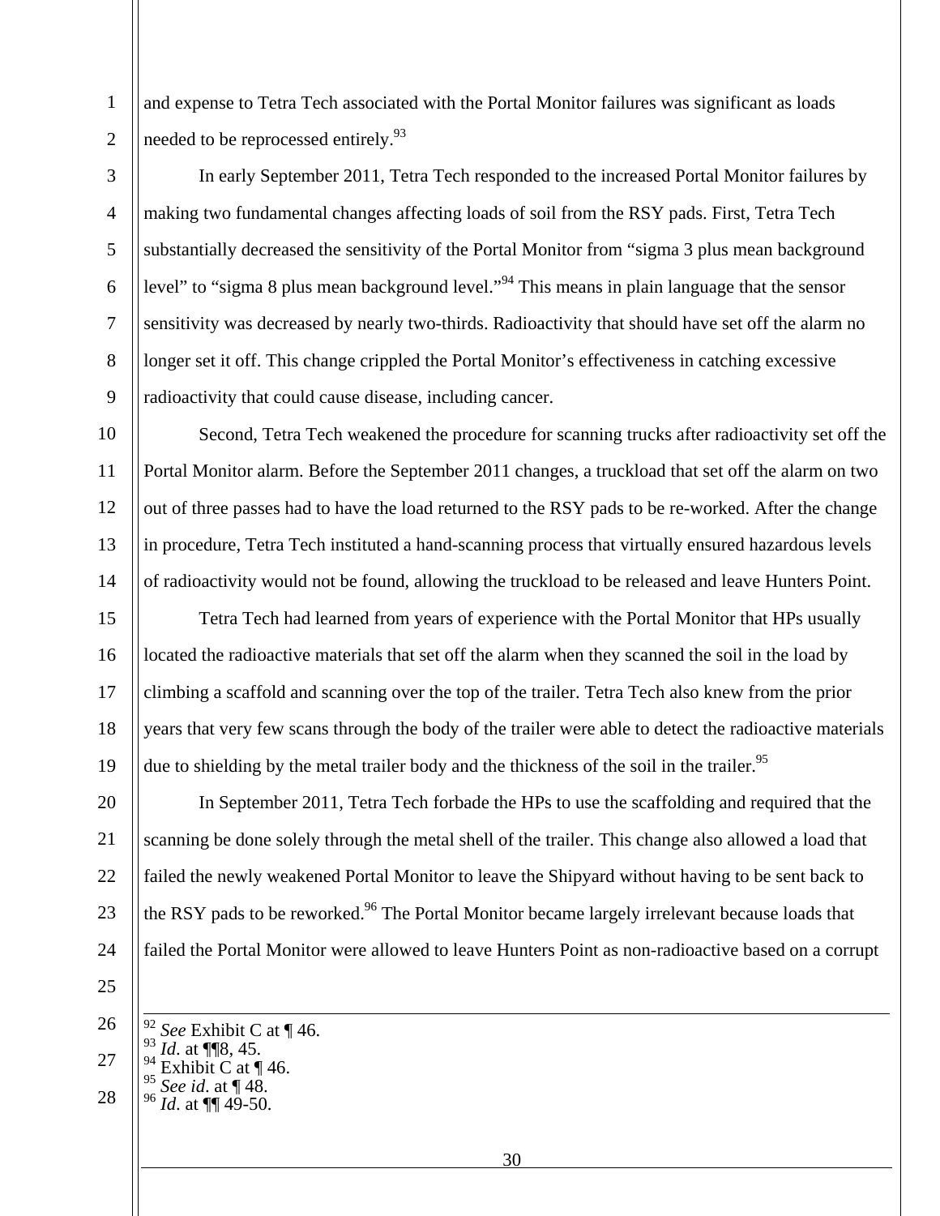and expense to Tetra Tech associated with the Portal Monitor failures was significant as loads needed to be reprocessed entirely.[93]

In early September 2011, Tetra Tech responded to the increased Portal Monitor failures by making two fundamental changes affecting loads of soil from the RSY pads. First, Tetra Tech substantially decreased the sensitivity of the Portal Monitor from "sigma 3 plus mean background level" to "sigma 8 plus mean background level."[94] This means in plain language that the sensor sensitivity was decreased by nearly two-thirds. Radioactivity that should have set off the alarm no longer set it off. This change crippled the Portal Monitor's effectiveness in catching excessive radioactivity that could cause disease, including cancer.

Second, Tetra Tech weakened the procedure for scanning trucks after radioactivity set off the Portal Monitor alarm. Before the September 2011 changes, a truckload that set off the alarm on two out of three passes had to have the load returned to the RSY pads to be re-worked. After the change in procedure, Tetra Tech instituted a hand-scanning process that virtually ensured hazardous levels of radioactivity would not be found, allowing the truckload to be released and leave Hunters Point.

Tetra Tech had learned from years of experience with the Portal Monitor that HPs usually located the radioactive materials that set off the alarm when they scanned the soil in the load by climbing a scaffold and scanning over the top of the trailer. Tetra Tech also knew from the prior years that very few scans through the body of the trailer were able to detect the radioactive materials due to shielding by the metal trailer body and the thickness of the soil in the trailer.[95]

In September 2011, Tetra Tech forbade the HPs to use the scaffolding and required that the scanning be done solely through the metal shell of the trailer. This change also allowed a load that failed the newly weakened Portal Monitor to leave the Shipyard without having to be sent back to the RSY pads to be reworked.[96] The Portal Monitor became largely irrelevant because loads that failed the Portal Monitor were allowed to leave Hunters Point as non-radioactive based on a corrupt

---

[92] *See* Exhibit C at ¶ 46.
[93] *Id*. at ¶¶8, 45.
[94] Exhibit C at ¶ 46.
[95] *See id.* at ¶ 48.
[96] *Id*. at ¶¶ 49-50.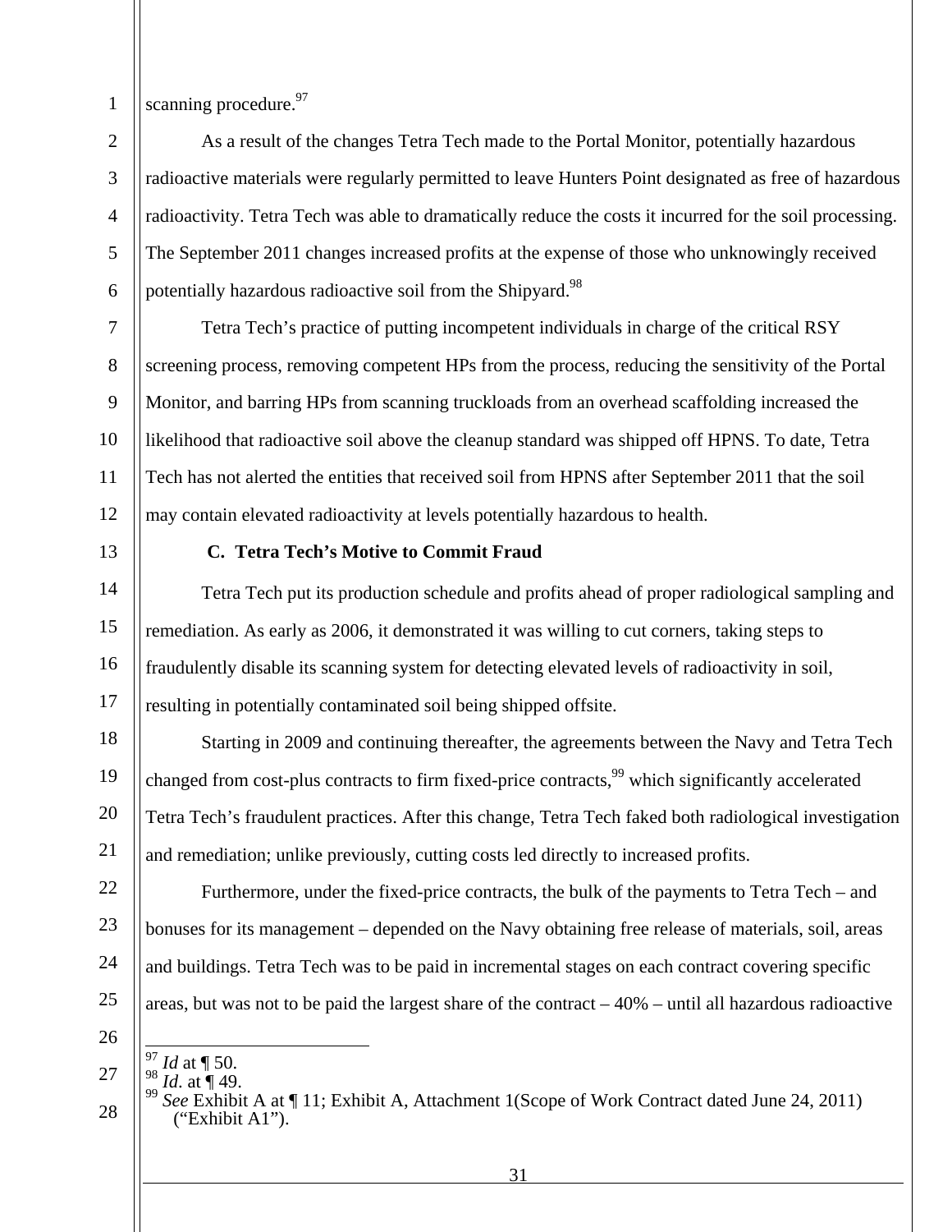scanning procedure.[97]

As a result of the changes Tetra Tech made to the Portal Monitor, potentially hazardous radioactive materials were regularly permitted to leave Hunters Point designated as free of hazardous radioactivity. Tetra Tech was able to dramatically reduce the costs it incurred for the soil processing. The September 2011 changes increased profits at the expense of those who unknowingly received potentially hazardous radioactive soil from the Shipyard.[98]

Tetra Tech's practice of putting incompetent individuals in charge of the critical RSY screening process, removing competent HPs from the process, reducing the sensitivity of the Portal Monitor, and barring HPs from scanning truckloads from an overhead scaffolding increased the likelihood that radioactive soil above the cleanup standard was shipped off HPNS. To date, Tetra Tech has not alerted the entities that received soil from HPNS after September 2011 that the soil may contain elevated radioactivity at levels potentially hazardous to health.

### C. Tetra Tech's Motive to Commit Fraud

Tetra Tech put its production schedule and profits ahead of proper radiological sampling and remediation. As early as 2006, it demonstrated it was willing to cut corners, taking steps to fraudulently disable its scanning system for detecting elevated levels of radioactivity in soil, resulting in potentially contaminated soil being shipped offsite.

Starting in 2009 and continuing thereafter, the agreements between the Navy and Tetra Tech changed from cost-plus contracts to firm fixed-price contracts,[99] which significantly accelerated Tetra Tech's fraudulent practices. After this change, Tetra Tech faked both radiological investigation and remediation; unlike previously, cutting costs led directly to increased profits.

Furthermore, under the fixed-price contracts, the bulk of the payments to Tetra Tech – and bonuses for its management – depended on the Navy obtaining free release of materials, soil, areas and buildings. Tetra Tech was to be paid in incremental stages on each contract covering specific areas, but was not to be paid the largest share of the contract – 40% – until all hazardous radioactive

---

[97] *Id* at ¶ 50.

[98] *Id*. at ¶ 49.

[99] *See* Exhibit A at ¶ 11; Exhibit A, Attachment 1(Scope of Work Contract dated June 24, 2011) ("Exhibit A1").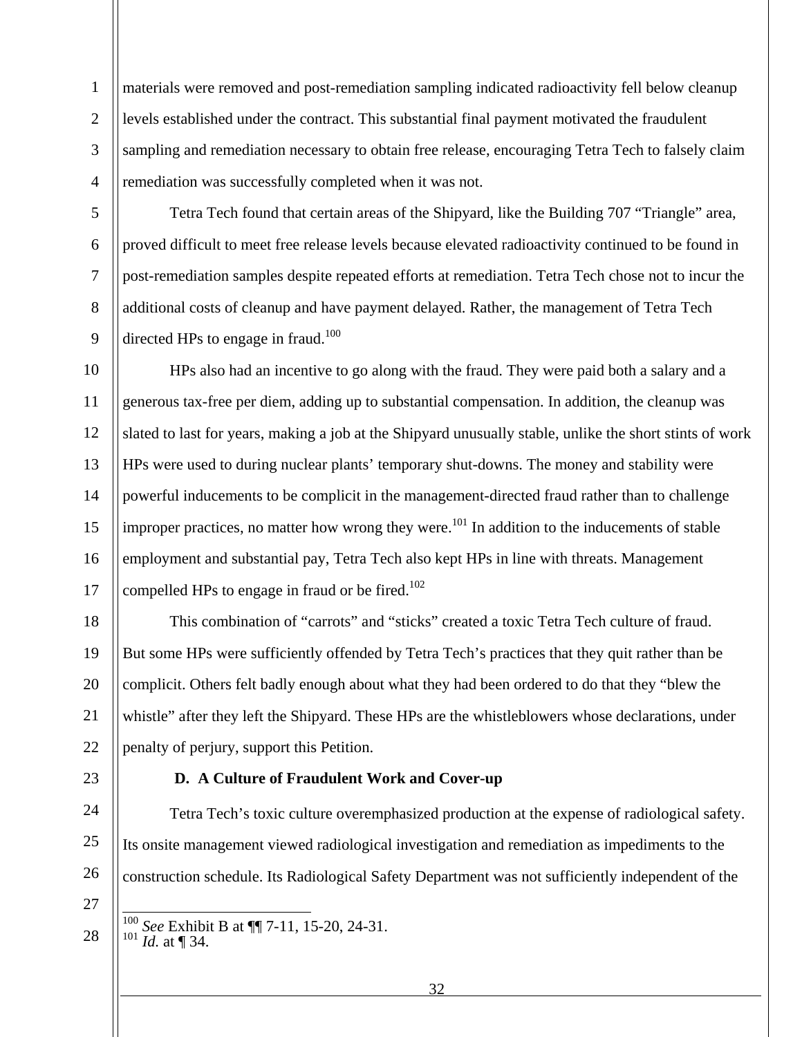materials were removed and post-remediation sampling indicated radioactivity fell below cleanup levels established under the contract. This substantial final payment motivated the fraudulent sampling and remediation necessary to obtain free release, encouraging Tetra Tech to falsely claim remediation was successfully completed when it was not.

Tetra Tech found that certain areas of the Shipyard, like the Building 707 "Triangle" area, proved difficult to meet free release levels because elevated radioactivity continued to be found in post-remediation samples despite repeated efforts at remediation. Tetra Tech chose not to incur the additional costs of cleanup and have payment delayed. Rather, the management of Tetra Tech directed HPs to engage in fraud.[100]

HPs also had an incentive to go along with the fraud. They were paid both a salary and a generous tax-free per diem, adding up to substantial compensation. In addition, the cleanup was slated to last for years, making a job at the Shipyard unusually stable, unlike the short stints of work HPs were used to during nuclear plants' temporary shut-downs. The money and stability were powerful inducements to be complicit in the management-directed fraud rather than to challenge improper practices, no matter how wrong they were.[101] In addition to the inducements of stable employment and substantial pay, Tetra Tech also kept HPs in line with threats. Management compelled HPs to engage in fraud or be fired.[102]

This combination of "carrots" and "sticks" created a toxic Tetra Tech culture of fraud. But some HPs were sufficiently offended by Tetra Tech's practices that they quit rather than be complicit. Others felt badly enough about what they had been ordered to do that they "blew the whistle" after they left the Shipyard. These HPs are the whistleblowers whose declarations, under penalty of perjury, support this Petition.

### D. A Culture of Fraudulent Work and Cover-up

Tetra Tech's toxic culture overemphasized production at the expense of radiological safety. Its onsite management viewed radiological investigation and remediation as impediments to the construction schedule. Its Radiological Safety Department was not sufficiently independent of the

---

[100] *See* Exhibit B at ¶¶ 7-11, 15-20, 24-31.
[101] *Id.* at ¶ 34.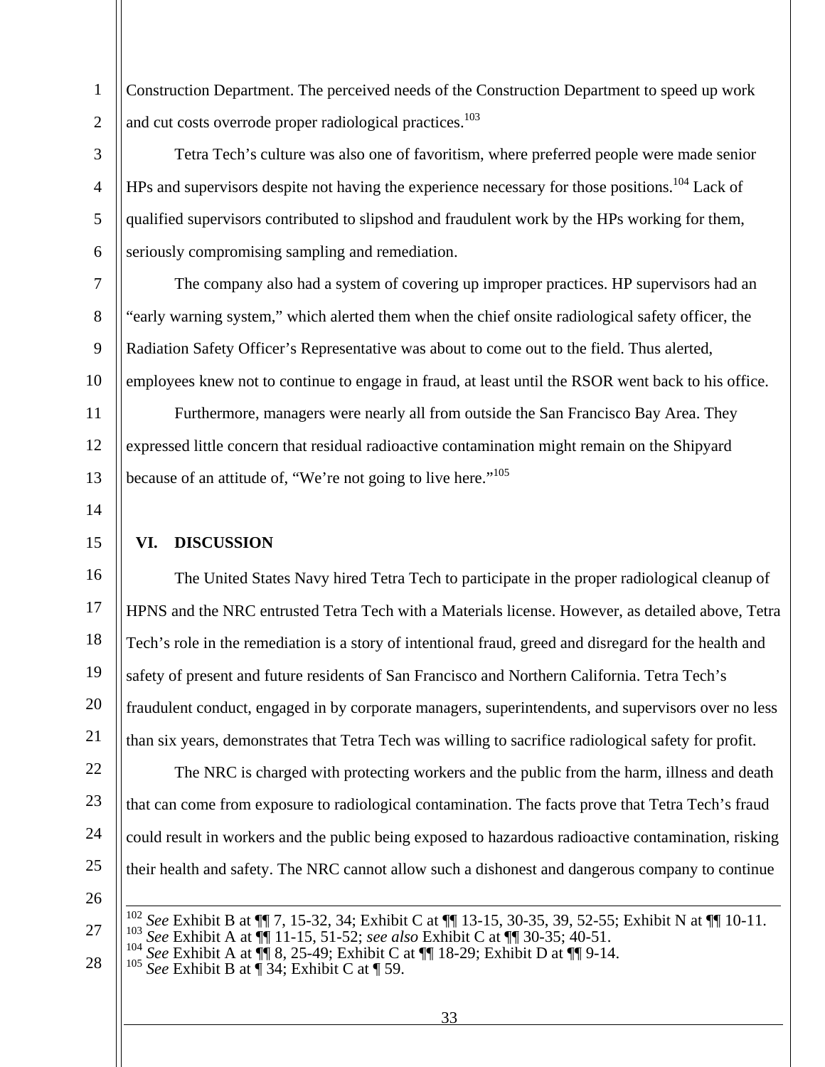Construction Department. The perceived needs of the Construction Department to speed up work and cut costs overrode proper radiological practices.[103]

Tetra Tech's culture was also one of favoritism, where preferred people were made senior HPs and supervisors despite not having the experience necessary for those positions.[104] Lack of qualified supervisors contributed to slipshod and fraudulent work by the HPs working for them, seriously compromising sampling and remediation.

The company also had a system of covering up improper practices. HP supervisors had an "early warning system," which alerted them when the chief onsite radiological safety officer, the Radiation Safety Officer's Representative was about to come out to the field. Thus alerted, employees knew not to continue to engage in fraud, at least until the RSOR went back to his office.

Furthermore, managers were nearly all from outside the San Francisco Bay Area. They expressed little concern that residual radioactive contamination might remain on the Shipyard because of an attitude of, "We're not going to live here."[105]

## VI. DISCUSSION

The United States Navy hired Tetra Tech to participate in the proper radiological cleanup of HPNS and the NRC entrusted Tetra Tech with a Materials license. However, as detailed above, Tetra Tech's role in the remediation is a story of intentional fraud, greed and disregard for the health and safety of present and future residents of San Francisco and Northern California. Tetra Tech's fraudulent conduct, engaged in by corporate managers, superintendents, and supervisors over no less than six years, demonstrates that Tetra Tech was willing to sacrifice radiological safety for profit.

The NRC is charged with protecting workers and the public from the harm, illness and death that can come from exposure to radiological contamination. The facts prove that Tetra Tech's fraud could result in workers and the public being exposed to hazardous radioactive contamination, risking their health and safety. The NRC cannot allow such a dishonest and dangerous company to continue

---

[102] *See* Exhibit B at ¶¶ 7, 15-32, 34; Exhibit C at ¶¶ 13-15, 30-35, 39, 52-55; Exhibit N at ¶¶ 10-11.
[103] *See* Exhibit A at ¶¶ 11-15, 51-52; *see also* Exhibit C at ¶¶ 30-35; 40-51.
[104] *See* Exhibit A at ¶¶ 8, 25-49; Exhibit C at ¶¶ 18-29; Exhibit D at ¶¶ 9-14.
[105] *See* Exhibit B at ¶ 34; Exhibit C at ¶ 59.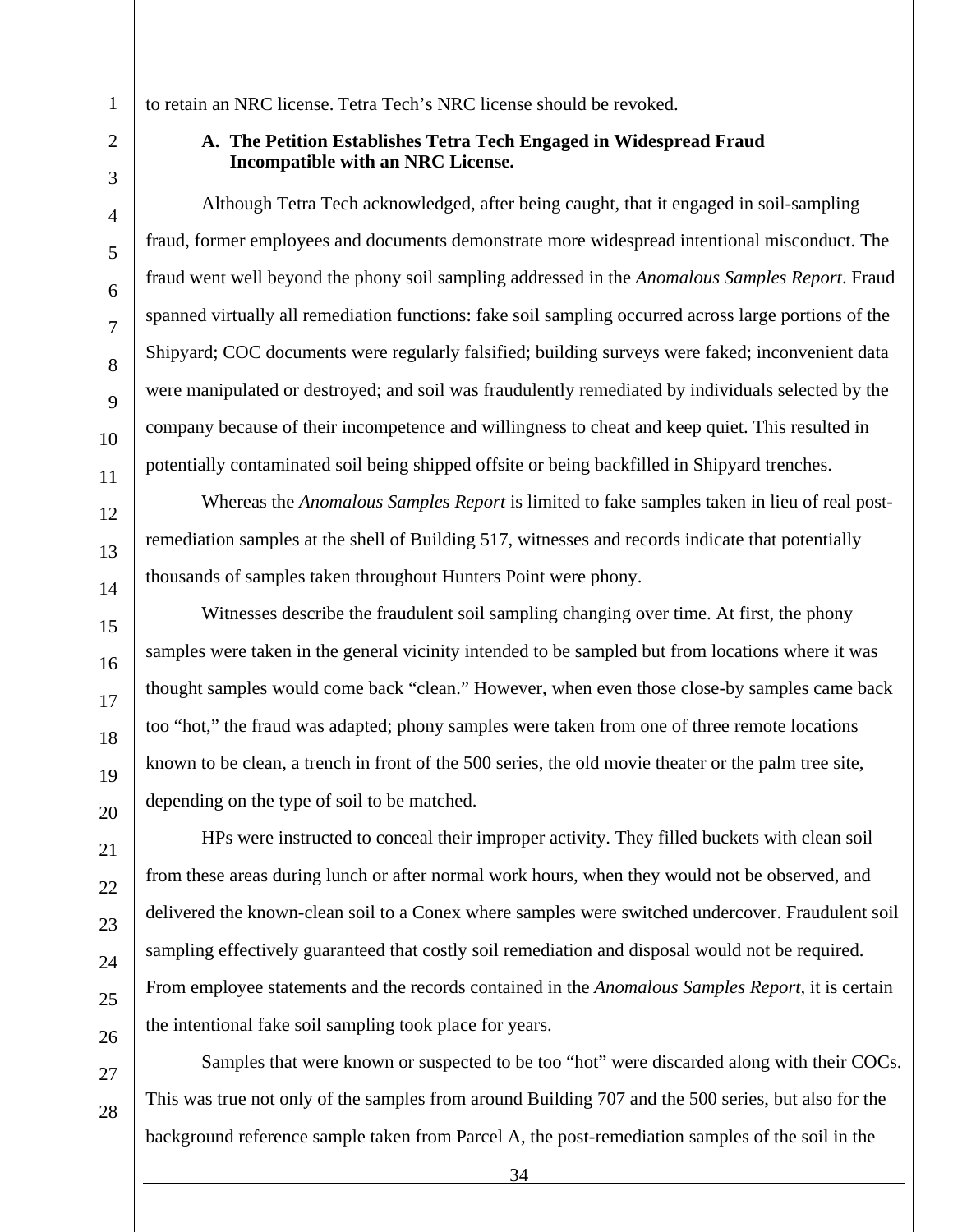to retain an NRC license. Tetra Tech's NRC license should be revoked.

### A. The Petition Establishes Tetra Tech Engaged in Widespread Fraud Incompatible with an NRC License.

Although Tetra Tech acknowledged, after being caught, that it engaged in soil-sampling fraud, former employees and documents demonstrate more widespread intentional misconduct. The fraud went well beyond the phony soil sampling addressed in the *Anomalous Samples Report*. Fraud spanned virtually all remediation functions: fake soil sampling occurred across large portions of the Shipyard; COC documents were regularly falsified; building surveys were faked; inconvenient data were manipulated or destroyed; and soil was fraudulently remediated by individuals selected by the company because of their incompetence and willingness to cheat and keep quiet. This resulted in potentially contaminated soil being shipped offsite or being backfilled in Shipyard trenches.

Whereas the *Anomalous Samples Report* is limited to fake samples taken in lieu of real post-remediation samples at the shell of Building 517, witnesses and records indicate that potentially thousands of samples taken throughout Hunters Point were phony.

Witnesses describe the fraudulent soil sampling changing over time. At first, the phony samples were taken in the general vicinity intended to be sampled but from locations where it was thought samples would come back "clean." However, when even those close-by samples came back too "hot," the fraud was adapted; phony samples were taken from one of three remote locations known to be clean, a trench in front of the 500 series, the old movie theater or the palm tree site, depending on the type of soil to be matched.

HPs were instructed to conceal their improper activity. They filled buckets with clean soil from these areas during lunch or after normal work hours, when they would not be observed, and delivered the known-clean soil to a Conex where samples were switched undercover. Fraudulent soil sampling effectively guaranteed that costly soil remediation and disposal would not be required. From employee statements and the records contained in the *Anomalous Samples Report,* it is certain the intentional fake soil sampling took place for years.

Samples that were known or suspected to be too "hot" were discarded along with their COCs. This was true not only of the samples from around Building 707 and the 500 series, but also for the background reference sample taken from Parcel A, the post-remediation samples of the soil in the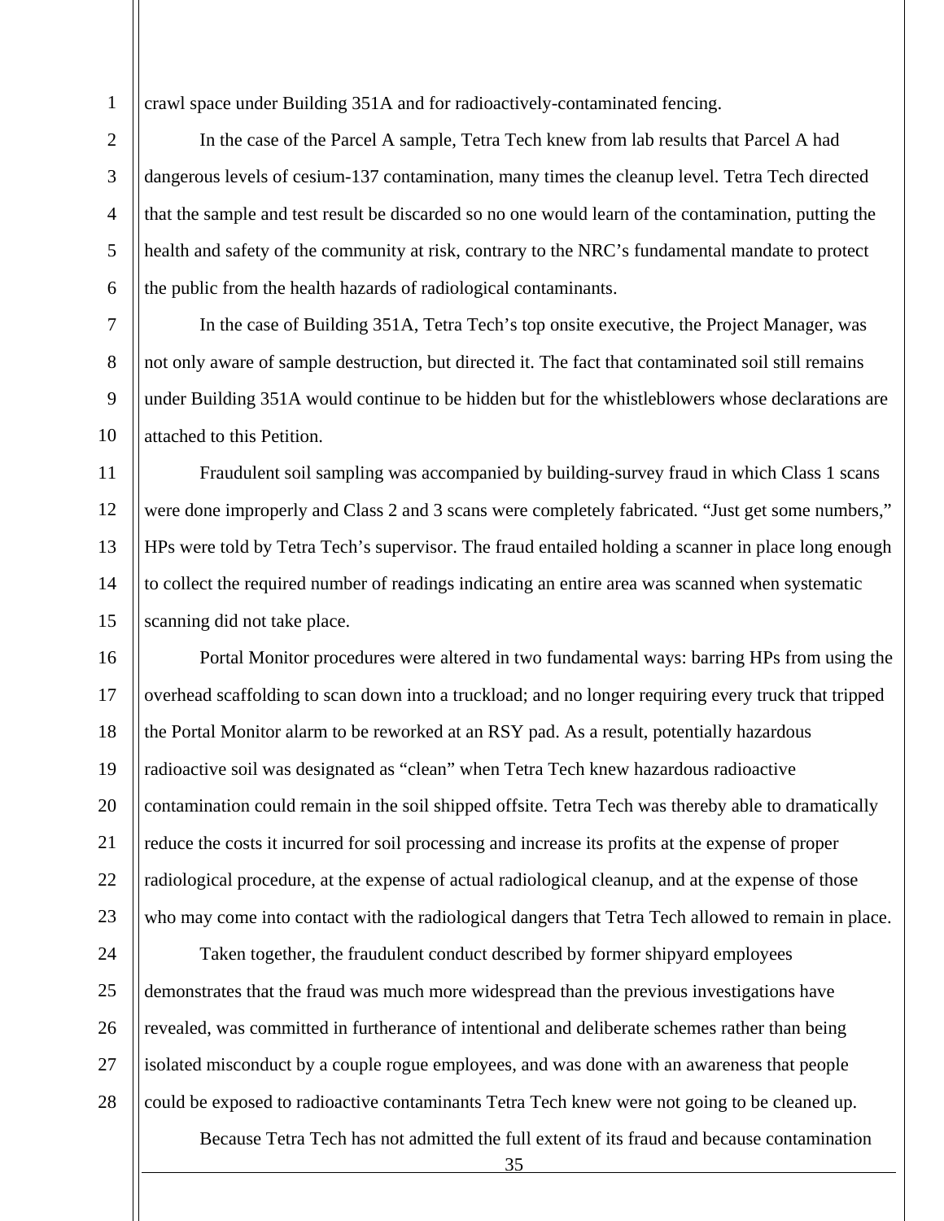crawl space under Building 351A and for radioactively-contaminated fencing.

In the case of the Parcel A sample, Tetra Tech knew from lab results that Parcel A had dangerous levels of cesium-137 contamination, many times the cleanup level. Tetra Tech directed that the sample and test result be discarded so no one would learn of the contamination, putting the health and safety of the community at risk, contrary to the NRC's fundamental mandate to protect the public from the health hazards of radiological contaminants.

In the case of Building 351A, Tetra Tech's top onsite executive, the Project Manager, was not only aware of sample destruction, but directed it. The fact that contaminated soil still remains under Building 351A would continue to be hidden but for the whistleblowers whose declarations are attached to this Petition.

Fraudulent soil sampling was accompanied by building-survey fraud in which Class 1 scans were done improperly and Class 2 and 3 scans were completely fabricated. "Just get some numbers," HPs were told by Tetra Tech's supervisor. The fraud entailed holding a scanner in place long enough to collect the required number of readings indicating an entire area was scanned when systematic scanning did not take place.

Portal Monitor procedures were altered in two fundamental ways: barring HPs from using the overhead scaffolding to scan down into a truckload; and no longer requiring every truck that tripped the Portal Monitor alarm to be reworked at an RSY pad. As a result, potentially hazardous radioactive soil was designated as "clean" when Tetra Tech knew hazardous radioactive contamination could remain in the soil shipped offsite. Tetra Tech was thereby able to dramatically reduce the costs it incurred for soil processing and increase its profits at the expense of proper radiological procedure, at the expense of actual radiological cleanup, and at the expense of those who may come into contact with the radiological dangers that Tetra Tech allowed to remain in place.

Taken together, the fraudulent conduct described by former shipyard employees demonstrates that the fraud was much more widespread than the previous investigations have revealed, was committed in furtherance of intentional and deliberate schemes rather than being isolated misconduct by a couple rogue employees, and was done with an awareness that people could be exposed to radioactive contaminants Tetra Tech knew were not going to be cleaned up.

Because Tetra Tech has not admitted the full extent of its fraud and because contamination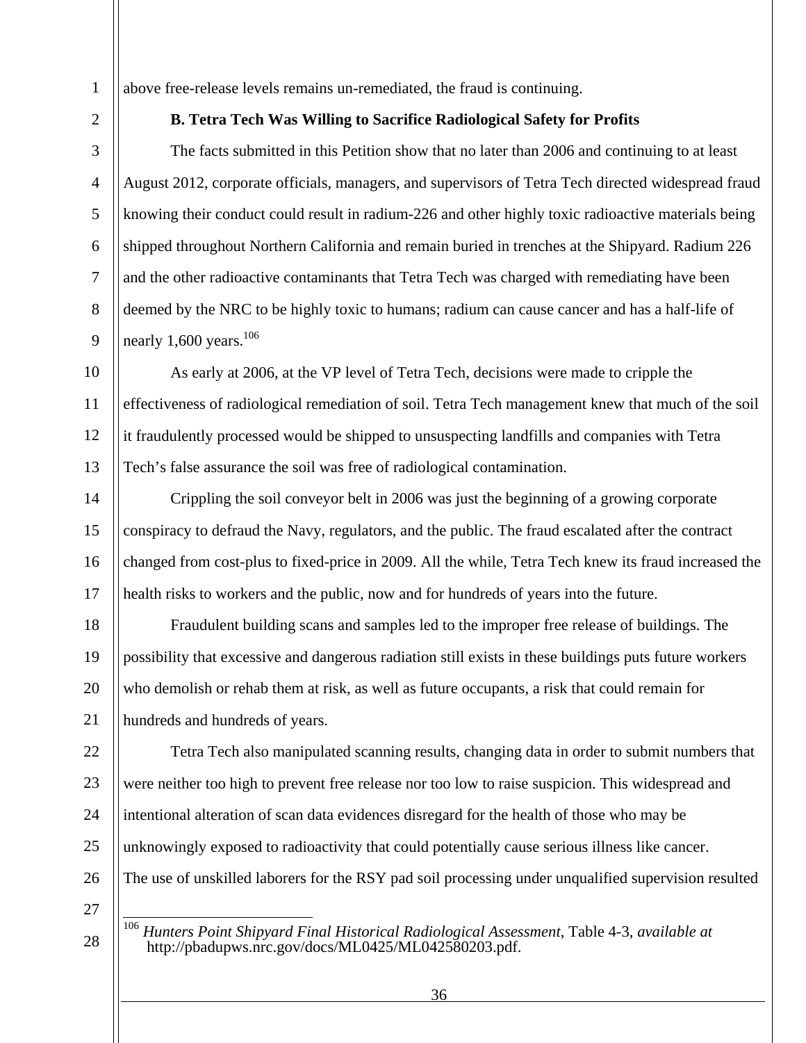above free-release levels remains un-remediated, the fraud is continuing.

**B. Tetra Tech Was Willing to Sacrifice Radiological Safety for Profits**

The facts submitted in this Petition show that no later than 2006 and continuing to at least August 2012, corporate officials, managers, and supervisors of Tetra Tech directed widespread fraud knowing their conduct could result in radium-226 and other highly toxic radioactive materials being shipped throughout Northern California and remain buried in trenches at the Shipyard. Radium 226 and the other radioactive contaminants that Tetra Tech was charged with remediating have been deemed by the NRC to be highly toxic to humans; radium can cause cancer and has a half-life of nearly 1,600 years.[106]

As early at 2006, at the VP level of Tetra Tech, decisions were made to cripple the effectiveness of radiological remediation of soil. Tetra Tech management knew that much of the soil it fraudulently processed would be shipped to unsuspecting landfills and companies with Tetra Tech's false assurance the soil was free of radiological contamination.

Crippling the soil conveyor belt in 2006 was just the beginning of a growing corporate conspiracy to defraud the Navy, regulators, and the public. The fraud escalated after the contract changed from cost-plus to fixed-price in 2009. All the while, Tetra Tech knew its fraud increased the health risks to workers and the public, now and for hundreds of years into the future.

Fraudulent building scans and samples led to the improper free release of buildings. The possibility that excessive and dangerous radiation still exists in these buildings puts future workers who demolish or rehab them at risk, as well as future occupants, a risk that could remain for hundreds and hundreds of years.

Tetra Tech also manipulated scanning results, changing data in order to submit numbers that were neither too high to prevent free release nor too low to raise suspicion. This widespread and intentional alteration of scan data evidences disregard for the health of those who may be unknowingly exposed to radioactivity that could potentially cause serious illness like cancer. The use of unskilled laborers for the RSY pad soil processing under unqualified supervision resulted

---

[106] *Hunters Point Shipyard Final Historical Radiological Assessment*, Table 4-3, *available at* http://pbadupws.nrc.gov/docs/ML0425/ML042580203.pdf.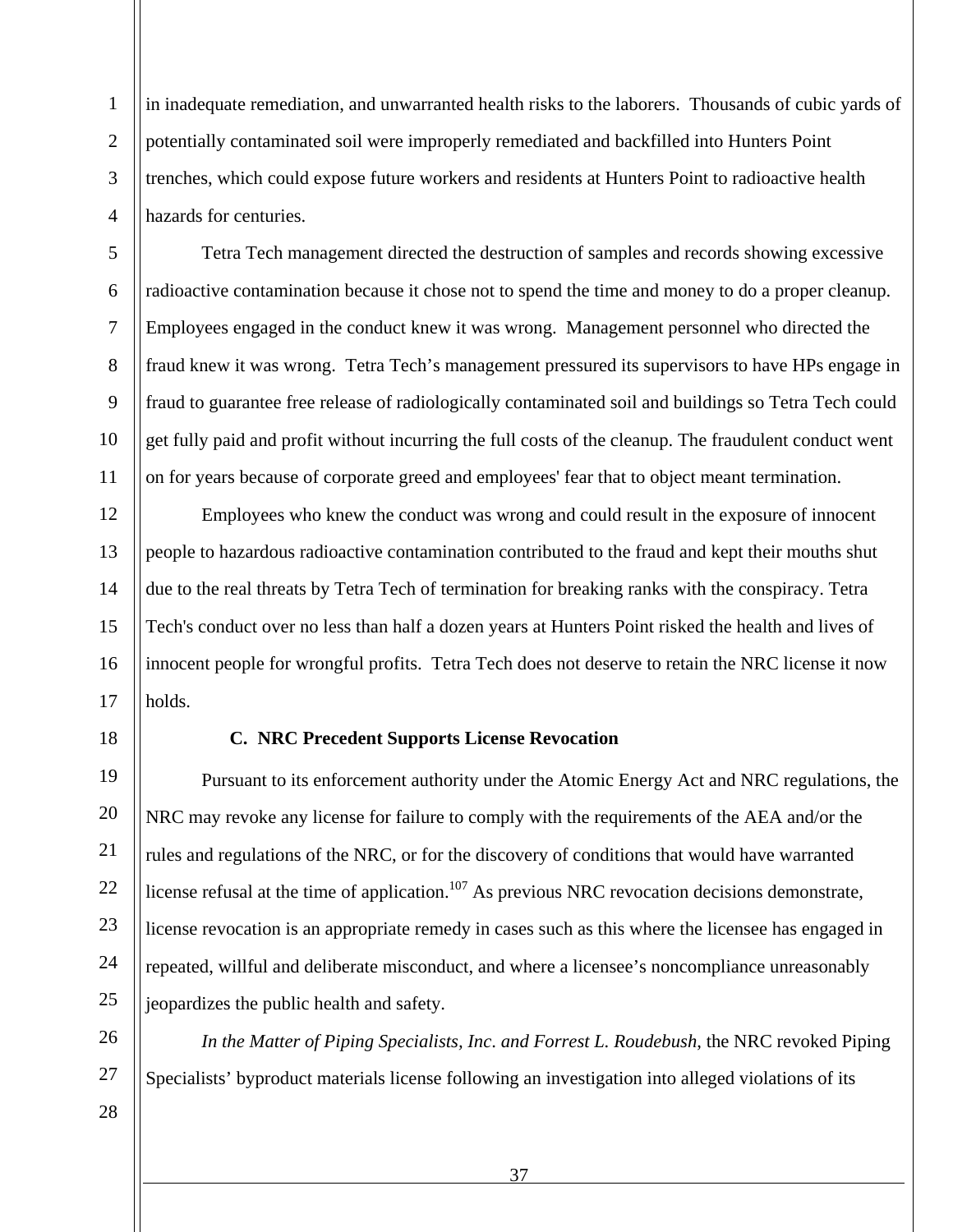in inadequate remediation, and unwarranted health risks to the laborers. Thousands of cubic yards of potentially contaminated soil were improperly remediated and backfilled into Hunters Point trenches, which could expose future workers and residents at Hunters Point to radioactive health hazards for centuries.

Tetra Tech management directed the destruction of samples and records showing excessive radioactive contamination because it chose not to spend the time and money to do a proper cleanup. Employees engaged in the conduct knew it was wrong. Management personnel who directed the fraud knew it was wrong. Tetra Tech's management pressured its supervisors to have HPs engage in fraud to guarantee free release of radiologically contaminated soil and buildings so Tetra Tech could get fully paid and profit without incurring the full costs of the cleanup. The fraudulent conduct went on for years because of corporate greed and employees' fear that to object meant termination.

Employees who knew the conduct was wrong and could result in the exposure of innocent people to hazardous radioactive contamination contributed to the fraud and kept their mouths shut due to the real threats by Tetra Tech of termination for breaking ranks with the conspiracy. Tetra Tech's conduct over no less than half a dozen years at Hunters Point risked the health and lives of innocent people for wrongful profits. Tetra Tech does not deserve to retain the NRC license it now holds.

### C. NRC Precedent Supports License Revocation

Pursuant to its enforcement authority under the Atomic Energy Act and NRC regulations, the NRC may revoke any license for failure to comply with the requirements of the AEA and/or the rules and regulations of the NRC, or for the discovery of conditions that would have warranted license refusal at the time of application.[107] As previous NRC revocation decisions demonstrate, license revocation is an appropriate remedy in cases such as this where the licensee has engaged in repeated, willful and deliberate misconduct, and where a licensee's noncompliance unreasonably jeopardizes the public health and safety.

*In the Matter of Piping Specialists, Inc. and Forrest L. Roudebush*, the NRC revoked Piping Specialists' byproduct materials license following an investigation into alleged violations of its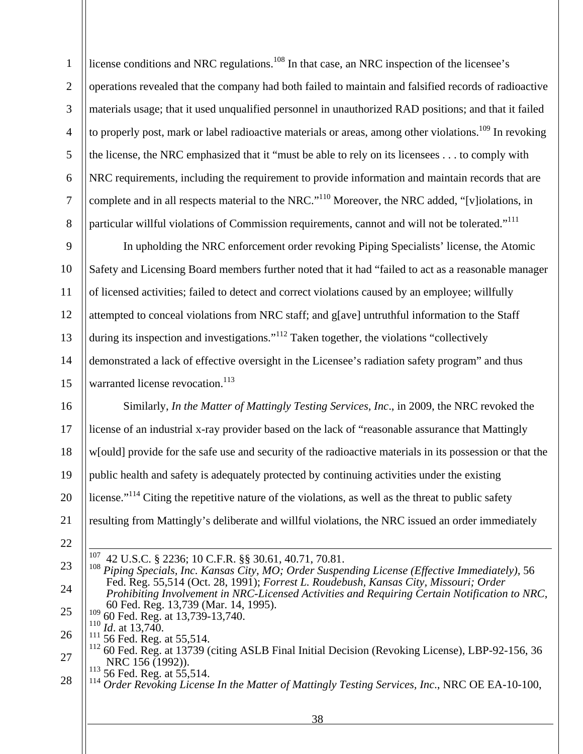license conditions and NRC regulations.[108] In that case, an NRC inspection of the licensee's operations revealed that the company had both failed to maintain and falsified records of radioactive materials usage; that it used unqualified personnel in unauthorized RAD positions; and that it failed to properly post, mark or label radioactive materials or areas, among other violations.[109] In revoking the license, the NRC emphasized that it "must be able to rely on its licensees . . . to comply with NRC requirements, including the requirement to provide information and maintain records that are complete and in all respects material to the NRC."[110] Moreover, the NRC added, "[v]iolations, in particular willful violations of Commission requirements, cannot and will not be tolerated."[111]

In upholding the NRC enforcement order revoking Piping Specialists' license, the Atomic Safety and Licensing Board members further noted that it had "failed to act as a reasonable manager of licensed activities; failed to detect and correct violations caused by an employee; willfully attempted to conceal violations from NRC staff; and g[ave] untruthful information to the Staff during its inspection and investigations."[112] Taken together, the violations "collectively demonstrated a lack of effective oversight in the Licensee's radiation safety program" and thus warranted license revocation.[113]

Similarly, *In the Matter of Mattingly Testing Services, Inc*., in 2009, the NRC revoked the license of an industrial x-ray provider based on the lack of "reasonable assurance that Mattingly w[ould] provide for the safe use and security of the radioactive materials in its possession or that the public health and safety is adequately protected by continuing activities under the existing license."[114] Citing the repetitive nature of the violations, as well as the threat to public safety resulting from Mattingly's deliberate and willful violations, the NRC issued an order immediately

---

[107] 42 U.S.C. § 2236; 10 C.F.R. §§ 30.61, 40.71, 70.81.

[108] *Piping Specials, Inc. Kansas City, MO; Order Suspending License (Effective Immediately)*, 56 Fed. Reg. 55,514 (Oct. 28, 1991); *Forrest L. Roudebush, Kansas City, Missouri; Order Prohibiting Involvement in NRC-Licensed Activities and Requiring Certain Notification to NRC*, 60 Fed. Reg. 13,739 (Mar. 14, 1995).

[109] 60 Fed. Reg. at 13,739-13,740.

[110] *Id*. at 13,740.

[111] 56 Fed. Reg. at 55,514.

[112] 60 Fed. Reg. at 13739 (citing ASLB Final Initial Decision (Revoking License), LBP-92-156, 36 NRC 156 (1992)).

[113] 56 Fed. Reg. at 55,514.

[114] *Order Revoking License In the Matter of Mattingly Testing Services, Inc*., NRC OE EA-10-100,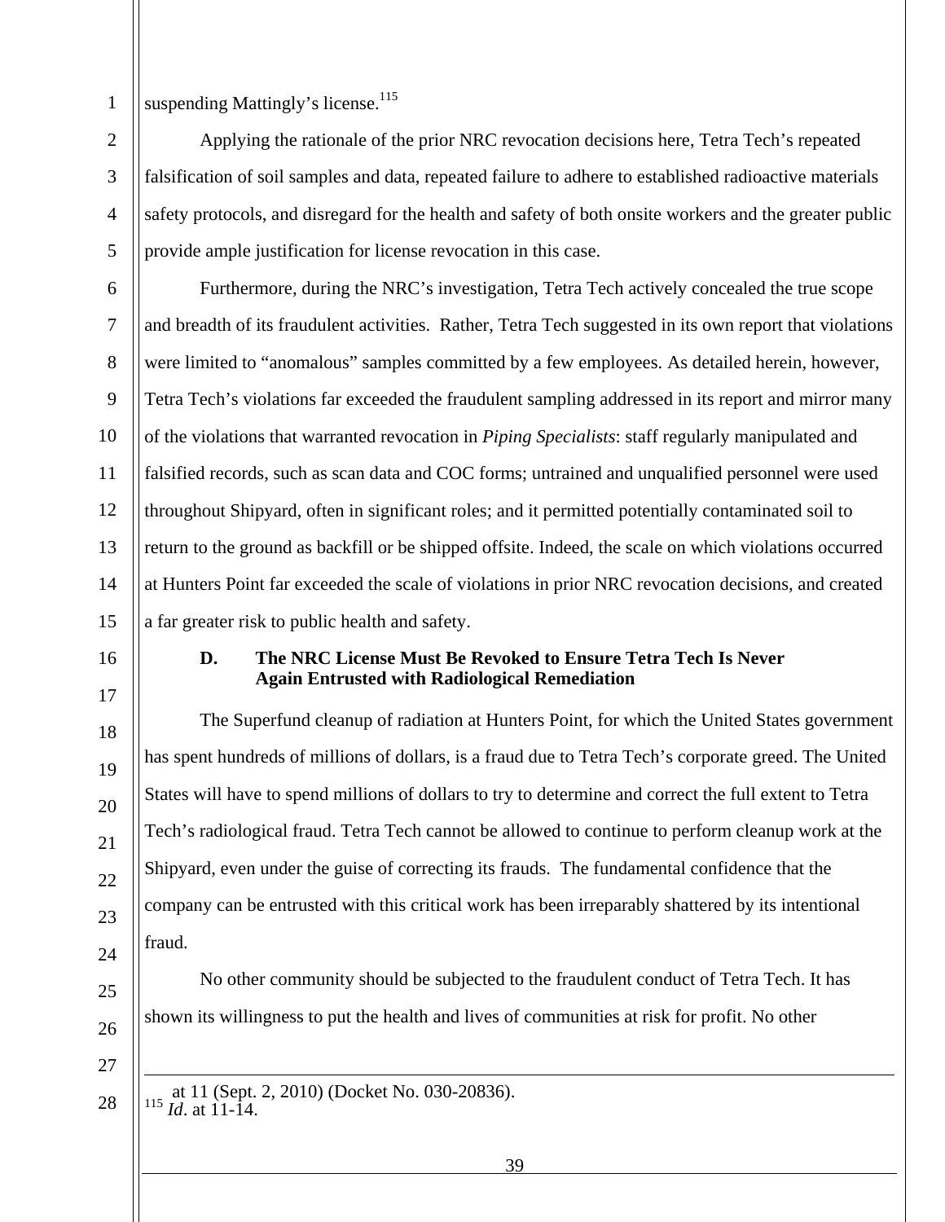suspending Mattingly's license.[115]

Applying the rationale of the prior NRC revocation decisions here, Tetra Tech's repeated falsification of soil samples and data, repeated failure to adhere to established radioactive materials safety protocols, and disregard for the health and safety of both onsite workers and the greater public provide ample justification for license revocation in this case.

Furthermore, during the NRC's investigation, Tetra Tech actively concealed the true scope and breadth of its fraudulent activities. Rather, Tetra Tech suggested in its own report that violations were limited to "anomalous" samples committed by a few employees. As detailed herein, however, Tetra Tech's violations far exceeded the fraudulent sampling addressed in its report and mirror many of the violations that warranted revocation in *Piping Specialists*: staff regularly manipulated and falsified records, such as scan data and COC forms; untrained and unqualified personnel were used throughout Shipyard, often in significant roles; and it permitted potentially contaminated soil to return to the ground as backfill or be shipped offsite. Indeed, the scale on which violations occurred at Hunters Point far exceeded the scale of violations in prior NRC revocation decisions, and created a far greater risk to public health and safety.

### D. The NRC License Must Be Revoked to Ensure Tetra Tech Is Never Again Entrusted with Radiological Remediation

The Superfund cleanup of radiation at Hunters Point, for which the United States government has spent hundreds of millions of dollars, is a fraud due to Tetra Tech's corporate greed. The United States will have to spend millions of dollars to try to determine and correct the full extent to Tetra Tech's radiological fraud. Tetra Tech cannot be allowed to continue to perform cleanup work at the Shipyard, even under the guise of correcting its frauds. The fundamental confidence that the company can be entrusted with this critical work has been irreparably shattered by its intentional fraud.

No other community should be subjected to the fraudulent conduct of Tetra Tech. It has shown its willingness to put the health and lives of communities at risk for profit. No other

---

at 11 (Sept. 2, 2010) (Docket No. 030-20836).

[115] *Id*. at 11-14.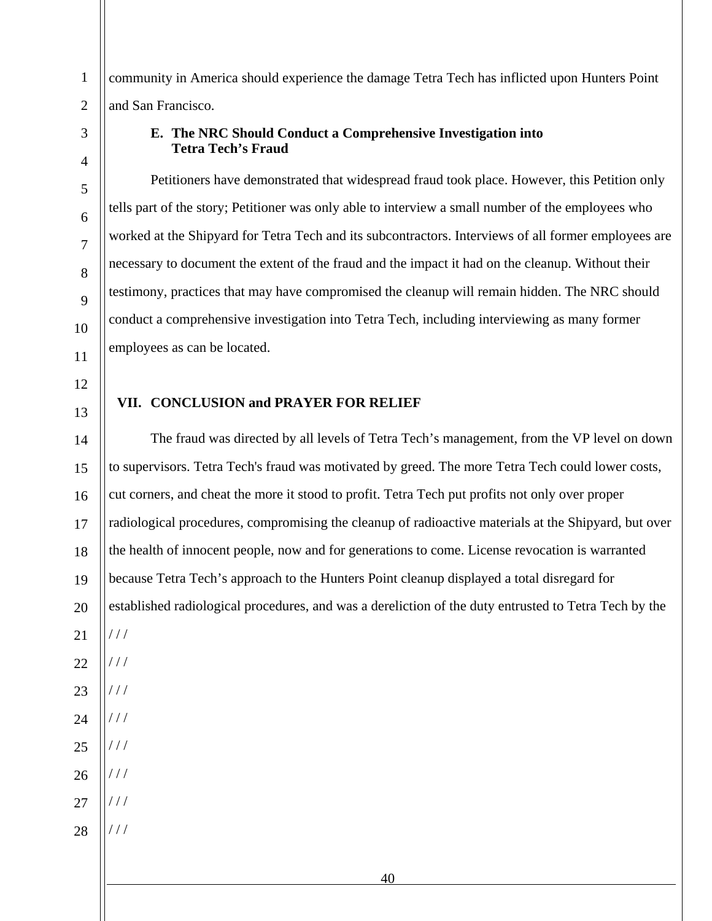community in America should experience the damage Tetra Tech has inflicted upon Hunters Point and San Francisco.

### E. The NRC Should Conduct a Comprehensive Investigation into Tetra Tech's Fraud

Petitioners have demonstrated that widespread fraud took place. However, this Petition only tells part of the story; Petitioner was only able to interview a small number of the employees who worked at the Shipyard for Tetra Tech and its subcontractors. Interviews of all former employees are necessary to document the extent of the fraud and the impact it had on the cleanup. Without their testimony, practices that may have compromised the cleanup will remain hidden. The NRC should conduct a comprehensive investigation into Tetra Tech, including interviewing as many former employees as can be located.

## VII. CONCLUSION and PRAYER FOR RELIEF

The fraud was directed by all levels of Tetra Tech's management, from the VP level on down to supervisors. Tetra Tech's fraud was motivated by greed. The more Tetra Tech could lower costs, cut corners, and cheat the more it stood to profit. Tetra Tech put profits not only over proper radiological procedures, compromising the cleanup of radioactive materials at the Shipyard, but over the health of innocent people, now and for generations to come. License revocation is warranted because Tetra Tech's approach to the Hunters Point cleanup displayed a total disregard for established radiological procedures, and was a dereliction of the duty entrusted to Tetra Tech by the

/ / /

/ / /

/ / /

/ / /

/ / /

/ / /

/ / /

/ / /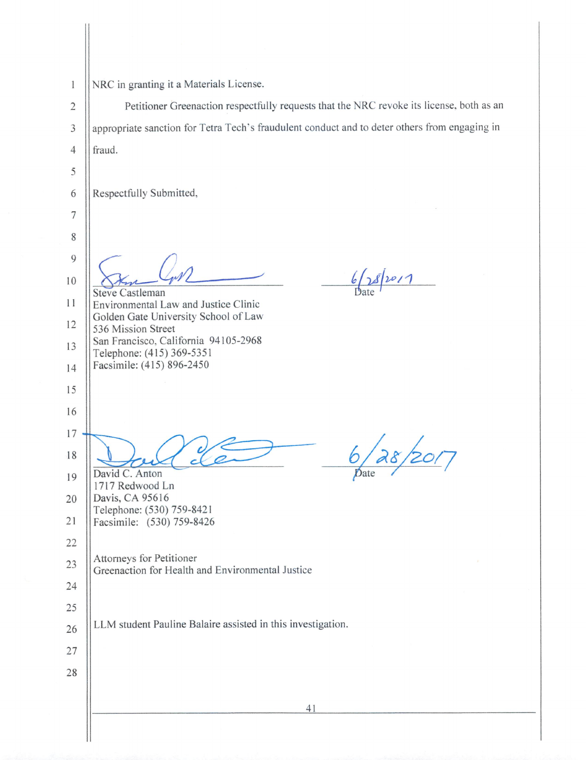NRC in granting it a Materials License.

Petitioner Greenaction respectfully requests that the NRC revoke its license, both as an appropriate sanction for Tetra Tech's fraudulent conduct and to deter others from engaging in fraud.

Respectfully Submitted,

Steve Castleman
Environmental Law and Justice Clinic
Golden Gate University School of Law
536 Mission Street
San Francisco, California 94105-2968
Telephone: (415) 369-5351
Facsimile: (415) 896-2450

6/28/2017
Date

David C. Anton
1717 Redwood Ln
Davis, CA 95616
Telephone: (530) 759-8421
Facsimile: (530) 759-8426

6/28/2017
Date

Attorneys for Petitioner
Greenaction for Health and Environmental Justice

LLM student Pauline Balaire assisted in this investigation.